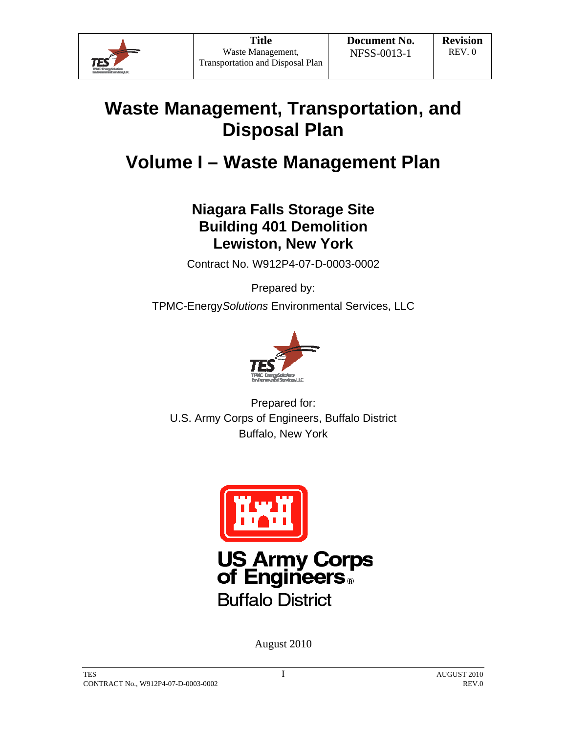| | Title | Document No. | Revision |
|---|---|---|---|
| | Waste Management, Transportation and Disposal Plan | NFSS-0013-1 | REV. 0 |

# Waste Management, Transportation, and Disposal Plan

# Volume I – Waste Management Plan

## Niagara Falls Storage Site
## Building 401 Demolition
## Lewiston, New York

Contract No. W912P4-07-D-0003-0002

Prepared by:

TPMC-Energy*Solutions* Environmental Services, LLC

Prepared for:
U.S. Army Corps of Engineers, Buffalo District
Buffalo, New York

August 2010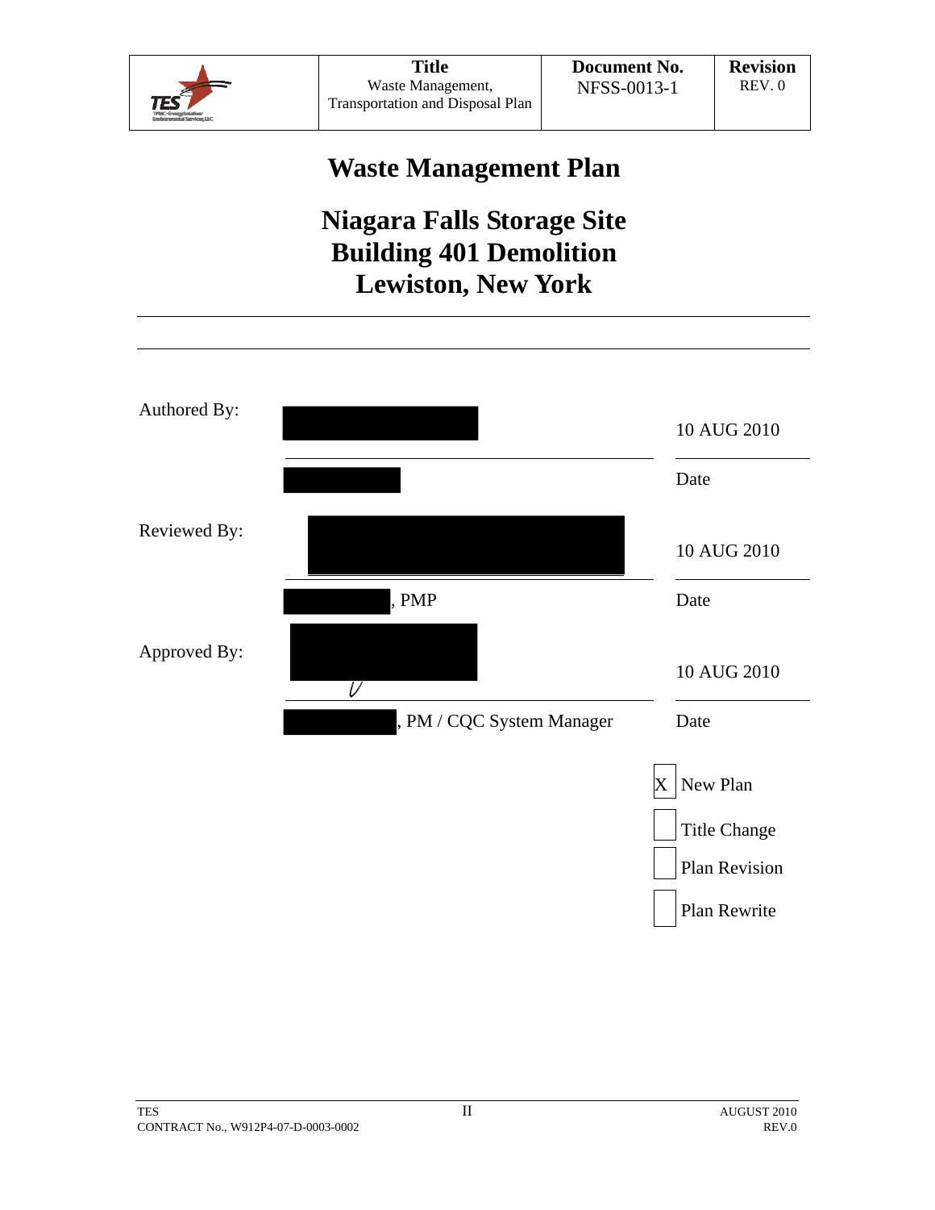| | Title | Document No. | Revision |
| --- | --- | --- | --- |
| TES | Waste Management, Transportation and Disposal Plan | NFSS-0013-1 | REV. 0 |

# Waste Management Plan

## Niagara Falls Storage Site
## Building 401 Demolition
## Lewiston, New York

| | | |
| --- | --- | --- |
| Authored By: | | 10 AUG 2010 |
| | | Date |
| Reviewed By: | | 10 AUG 2010 |
| | , PMP | Date |
| Approved By: | | 10 AUG 2010 |
| | , PM / CQC System Manager | Date |

- [X] New Plan
- [ ] Title Change
- [ ] Plan Revision
- [ ] Plan Rewrite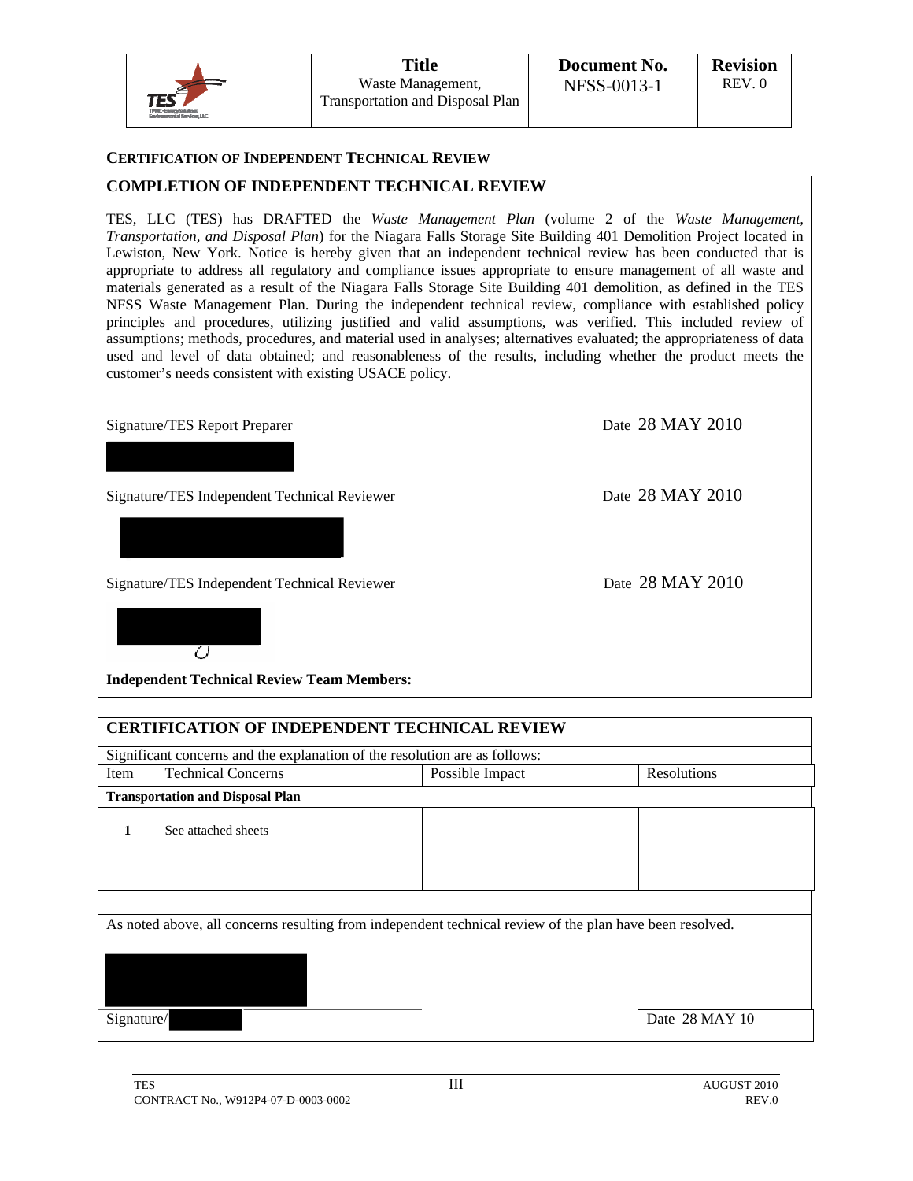## CERTIFICATION OF INDEPENDENT TECHNICAL REVIEW

### COMPLETION OF INDEPENDENT TECHNICAL REVIEW

TES, LLC (TES) has DRAFTED the *Waste Management Plan* (volume 2 of the *Waste Management, Transportation, and Disposal Plan*) for the Niagara Falls Storage Site Building 401 Demolition Project located in Lewiston, New York. Notice is hereby given that an independent technical review has been conducted that is appropriate to address all regulatory and compliance issues appropriate to ensure management of all waste and materials generated as a result of the Niagara Falls Storage Site Building 401 demolition, as defined in the TES NFSS Waste Management Plan. During the independent technical review, compliance with established policy principles and procedures, utilizing justified and valid assumptions, was verified. This included review of assumptions; methods, procedures, and material used in analyses; alternatives evaluated; the appropriateness of data used and level of data obtained; and reasonableness of the results, including whether the product meets the customer's needs consistent with existing USACE policy.

Signature/TES Report Preparer — Date 28 MAY 2010

Signature/TES Independent Technical Reviewer — Date 28 MAY 2010

Signature/TES Independent Technical Reviewer — Date 28 MAY 2010

**Independent Technical Review Team Members:**

### CERTIFICATION OF INDEPENDENT TECHNICAL REVIEW

Significant concerns and the explanation of the resolution are as follows:

| Item | Technical Concerns | Possible Impact | Resolutions |
|---|---|---|---|
| **Transportation and Disposal Plan** | | | |
| **1** | See attached sheets | | |
| | | | |

As noted above, all concerns resulting from independent technical review of the plan have been resolved.

Signature/ — Date 28 MAY 10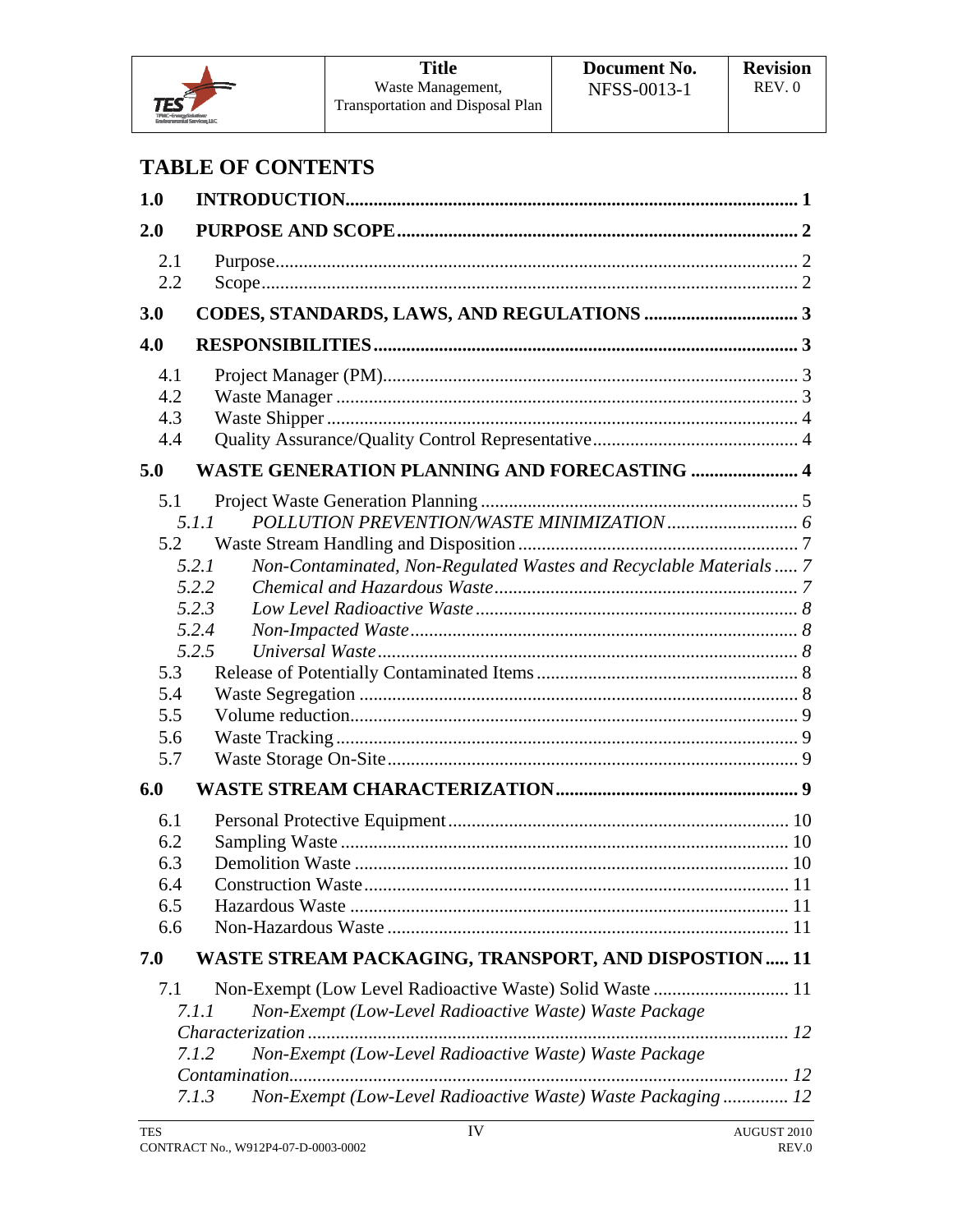# TABLE OF CONTENTS

**1.0 INTRODUCTION** ..... **1**

**2.0 PURPOSE AND SCOPE** ..... **2**

- 2.1 Purpose ..... 2
- 2.2 Scope ..... 2

**3.0 CODES, STANDARDS, LAWS, AND REGULATIONS** ..... **3**

**4.0 RESPONSIBILITIES** ..... **3**

- 4.1 Project Manager (PM) ..... 3
- 4.2 Waste Manager ..... 3
- 4.3 Waste Shipper ..... 4
- 4.4 Quality Assurance/Quality Control Representative ..... 4

**5.0 WASTE GENERATION PLANNING AND FORECASTING** ..... **4**

- 5.1 Project Waste Generation Planning ..... 5
  - *5.1.1 POLLUTION PREVENTION/WASTE MINIMIZATION* ..... *6*
- 5.2 Waste Stream Handling and Disposition ..... 7
  - *5.2.1 Non-Contaminated, Non-Regulated Wastes and Recyclable Materials* ..... *7*
  - *5.2.2 Chemical and Hazardous Waste* ..... *7*
  - *5.2.3 Low Level Radioactive Waste* ..... *8*
  - *5.2.4 Non-Impacted Waste* ..... *8*
  - *5.2.5 Universal Waste* ..... *8*
- 5.3 Release of Potentially Contaminated Items ..... 8
- 5.4 Waste Segregation ..... 8
- 5.5 Volume reduction ..... 9
- 5.6 Waste Tracking ..... 9
- 5.7 Waste Storage On-Site ..... 9

**6.0 WASTE STREAM CHARACTERIZATION** ..... **9**

- 6.1 Personal Protective Equipment ..... 10
- 6.2 Sampling Waste ..... 10
- 6.3 Demolition Waste ..... 10
- 6.4 Construction Waste ..... 11
- 6.5 Hazardous Waste ..... 11
- 6.6 Non-Hazardous Waste ..... 11

**7.0 WASTE STREAM PACKAGING, TRANSPORT, AND DISPOSTION** ..... **11**

- 7.1 Non-Exempt (Low Level Radioactive Waste) Solid Waste ..... 11
  - *7.1.1 Non-Exempt (Low-Level Radioactive Waste) Waste Package Characterization* ..... *12*
  - *7.1.2 Non-Exempt (Low-Level Radioactive Waste) Waste Package Contamination* ..... *12*
  - *7.1.3 Non-Exempt (Low-Level Radioactive Waste) Waste Packaging* ..... *12*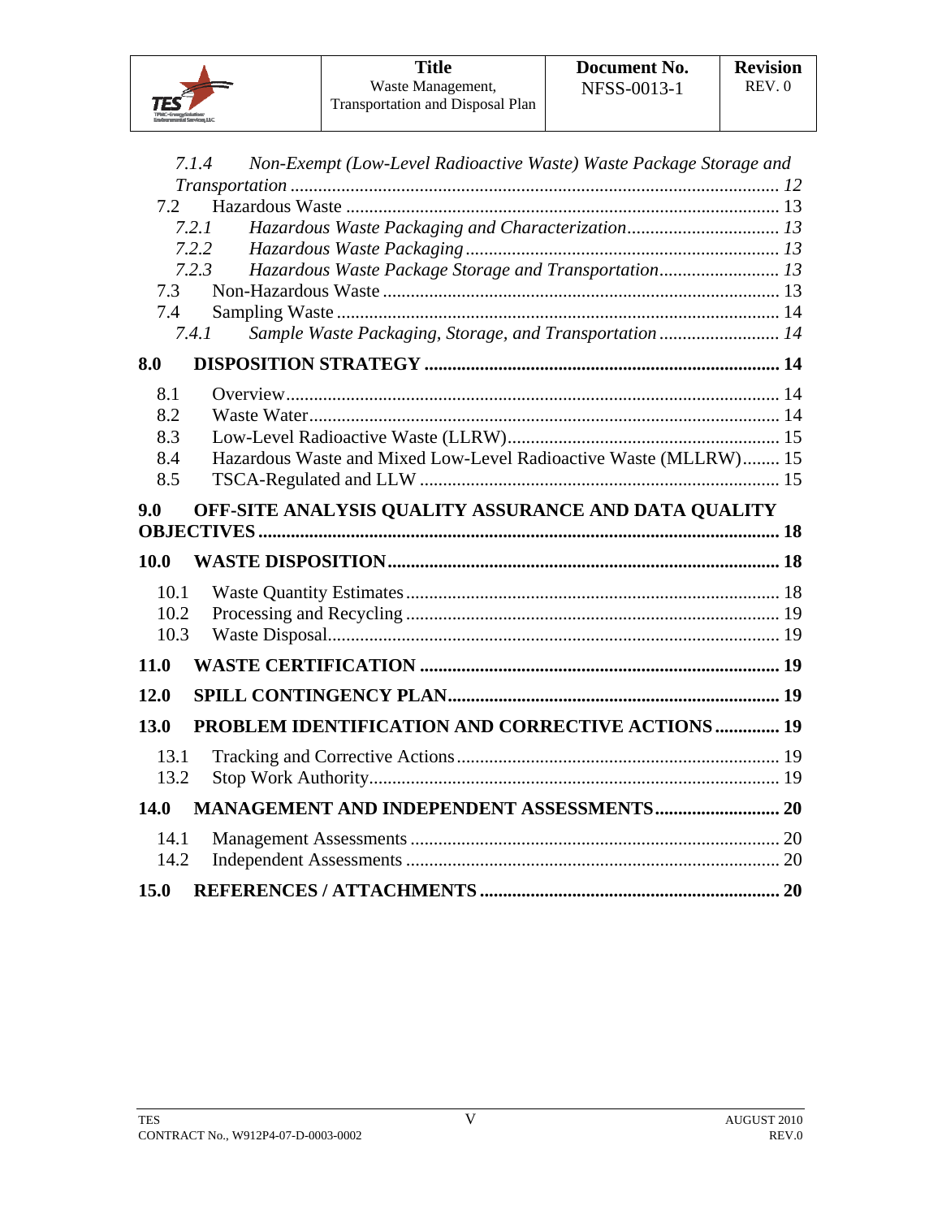*7.1.4 Non-Exempt (Low-Level Radioactive Waste) Waste Package Storage and Transportation* ........ *12*

7.2 Hazardous Waste ........ 13

*7.2.1 Hazardous Waste Packaging and Characterization* ........ *13*

*7.2.2 Hazardous Waste Packaging* ........ *13*

*7.2.3 Hazardous Waste Package Storage and Transportation* ........ *13*

7.3 Non-Hazardous Waste ........ 13

7.4 Sampling Waste ........ 14

*7.4.1 Sample Waste Packaging, Storage, and Transportation* ........ *14*

**8.0 DISPOSITION STRATEGY ........ 14**

8.1 Overview ........ 14

8.2 Waste Water ........ 14

8.3 Low-Level Radioactive Waste (LLRW) ........ 15

8.4 Hazardous Waste and Mixed Low-Level Radioactive Waste (MLLRW) ........ 15

8.5 TSCA-Regulated and LLW ........ 15

**9.0 OFF-SITE ANALYSIS QUALITY ASSURANCE AND DATA QUALITY OBJECTIVES ........ 18**

**10.0 WASTE DISPOSITION ........ 18**

10.1 Waste Quantity Estimates ........ 18

10.2 Processing and Recycling ........ 19

10.3 Waste Disposal ........ 19

**11.0 WASTE CERTIFICATION ........ 19**

**12.0 SPILL CONTINGENCY PLAN ........ 19**

**13.0 PROBLEM IDENTIFICATION AND CORRECTIVE ACTIONS ........ 19**

13.1 Tracking and Corrective Actions ........ 19

13.2 Stop Work Authority ........ 19

**14.0 MANAGEMENT AND INDEPENDENT ASSESSMENTS ........ 20**

14.1 Management Assessments ........ 20

14.2 Independent Assessments ........ 20

**15.0 REFERENCES / ATTACHMENTS ........ 20**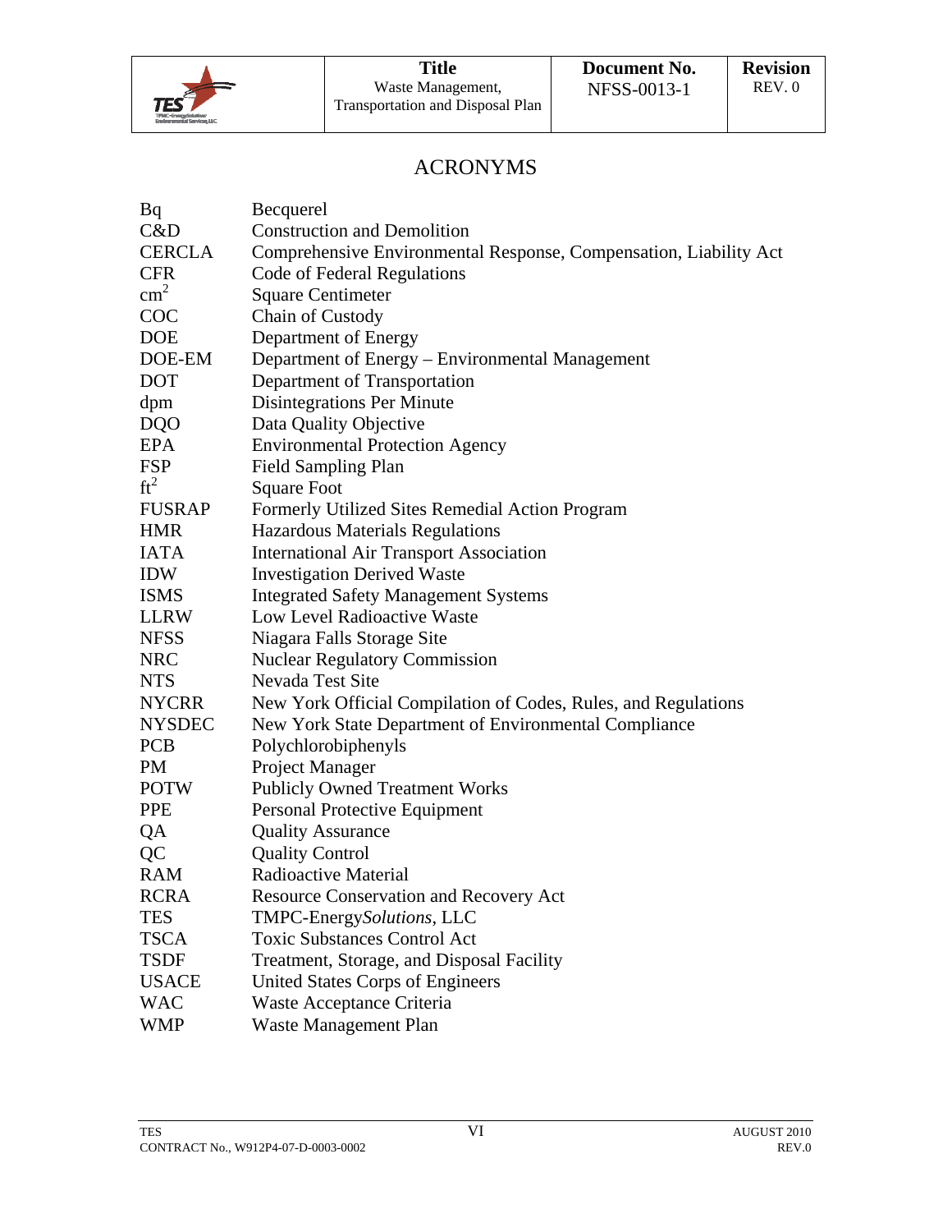# ACRONYMS

| | |
|---|---|
| Bq | Becquerel |
| C&D | Construction and Demolition |
| CERCLA | Comprehensive Environmental Response, Compensation, Liability Act |
| CFR | Code of Federal Regulations |
| $cm^2$ | Square Centimeter |
| COC | Chain of Custody |
| DOE | Department of Energy |
| DOE-EM | Department of Energy – Environmental Management |
| DOT | Department of Transportation |
| dpm | Disintegrations Per Minute |
| DQO | Data Quality Objective |
| EPA | Environmental Protection Agency |
| FSP | Field Sampling Plan |
| $ft^2$ | Square Foot |
| FUSRAP | Formerly Utilized Sites Remedial Action Program |
| HMR | Hazardous Materials Regulations |
| IATA | International Air Transport Association |
| IDW | Investigation Derived Waste |
| ISMS | Integrated Safety Management Systems |
| LLRW | Low Level Radioactive Waste |
| NFSS | Niagara Falls Storage Site |
| NRC | Nuclear Regulatory Commission |
| NTS | Nevada Test Site |
| NYCRR | New York Official Compilation of Codes, Rules, and Regulations |
| NYSDEC | New York State Department of Environmental Compliance |
| PCB | Polychlorobiphenyls |
| PM | Project Manager |
| POTW | Publicly Owned Treatment Works |
| PPE | Personal Protective Equipment |
| QA | Quality Assurance |
| QC | Quality Control |
| RAM | Radioactive Material |
| RCRA | Resource Conservation and Recovery Act |
| TES | TMPC-Energy*Solutions*, LLC |
| TSCA | Toxic Substances Control Act |
| TSDF | Treatment, Storage, and Disposal Facility |
| USACE | United States Corps of Engineers |
| WAC | Waste Acceptance Criteria |
| WMP | Waste Management Plan |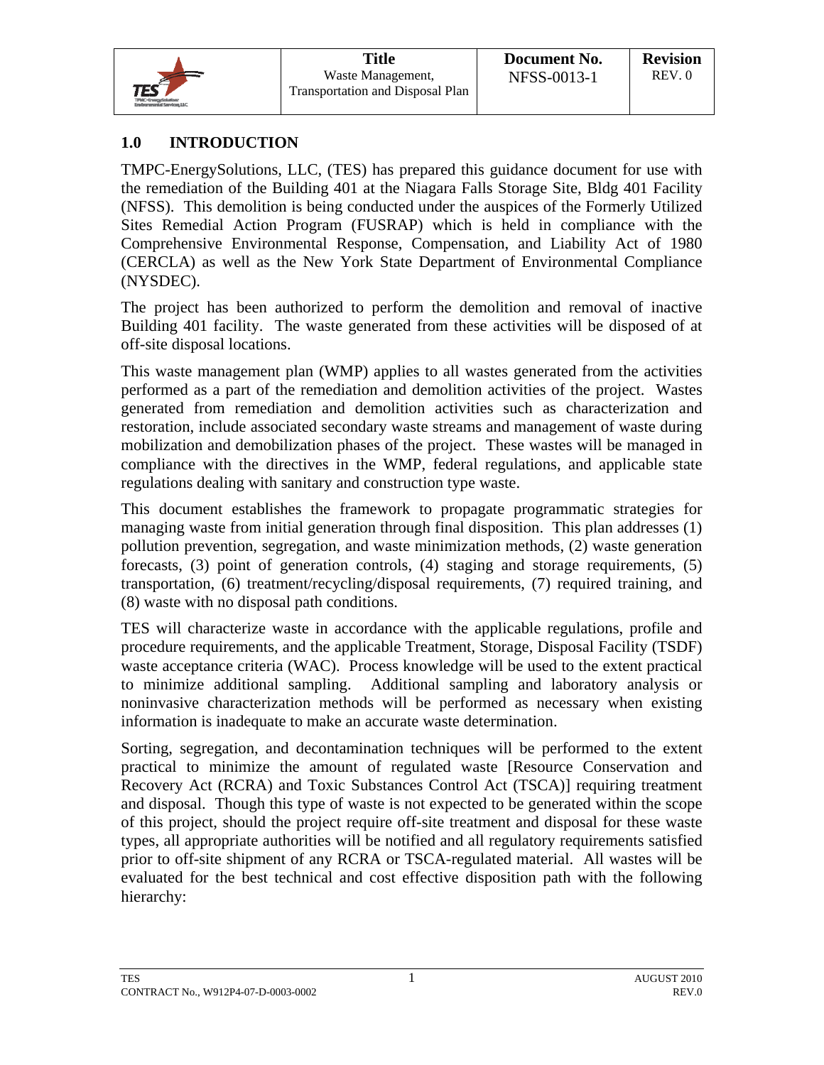## 1.0 INTRODUCTION

TMPC-EnergySolutions, LLC, (TES) has prepared this guidance document for use with the remediation of the Building 401 at the Niagara Falls Storage Site, Bldg 401 Facility (NFSS). This demolition is being conducted under the auspices of the Formerly Utilized Sites Remedial Action Program (FUSRAP) which is held in compliance with the Comprehensive Environmental Response, Compensation, and Liability Act of 1980 (CERCLA) as well as the New York State Department of Environmental Compliance (NYSDEC).

The project has been authorized to perform the demolition and removal of inactive Building 401 facility. The waste generated from these activities will be disposed of at off-site disposal locations.

This waste management plan (WMP) applies to all wastes generated from the activities performed as a part of the remediation and demolition activities of the project. Wastes generated from remediation and demolition activities such as characterization and restoration, include associated secondary waste streams and management of waste during mobilization and demobilization phases of the project. These wastes will be managed in compliance with the directives in the WMP, federal regulations, and applicable state regulations dealing with sanitary and construction type waste.

This document establishes the framework to propagate programmatic strategies for managing waste from initial generation through final disposition. This plan addresses (1) pollution prevention, segregation, and waste minimization methods, (2) waste generation forecasts, (3) point of generation controls, (4) staging and storage requirements, (5) transportation, (6) treatment/recycling/disposal requirements, (7) required training, and (8) waste with no disposal path conditions.

TES will characterize waste in accordance with the applicable regulations, profile and procedure requirements, and the applicable Treatment, Storage, Disposal Facility (TSDF) waste acceptance criteria (WAC). Process knowledge will be used to the extent practical to minimize additional sampling. Additional sampling and laboratory analysis or noninvasive characterization methods will be performed as necessary when existing information is inadequate to make an accurate waste determination.

Sorting, segregation, and decontamination techniques will be performed to the extent practical to minimize the amount of regulated waste [Resource Conservation and Recovery Act (RCRA) and Toxic Substances Control Act (TSCA)] requiring treatment and disposal. Though this type of waste is not expected to be generated within the scope of this project, should the project require off-site treatment and disposal for these waste types, all appropriate authorities will be notified and all regulatory requirements satisfied prior to off-site shipment of any RCRA or TSCA-regulated material. All wastes will be evaluated for the best technical and cost effective disposition path with the following hierarchy: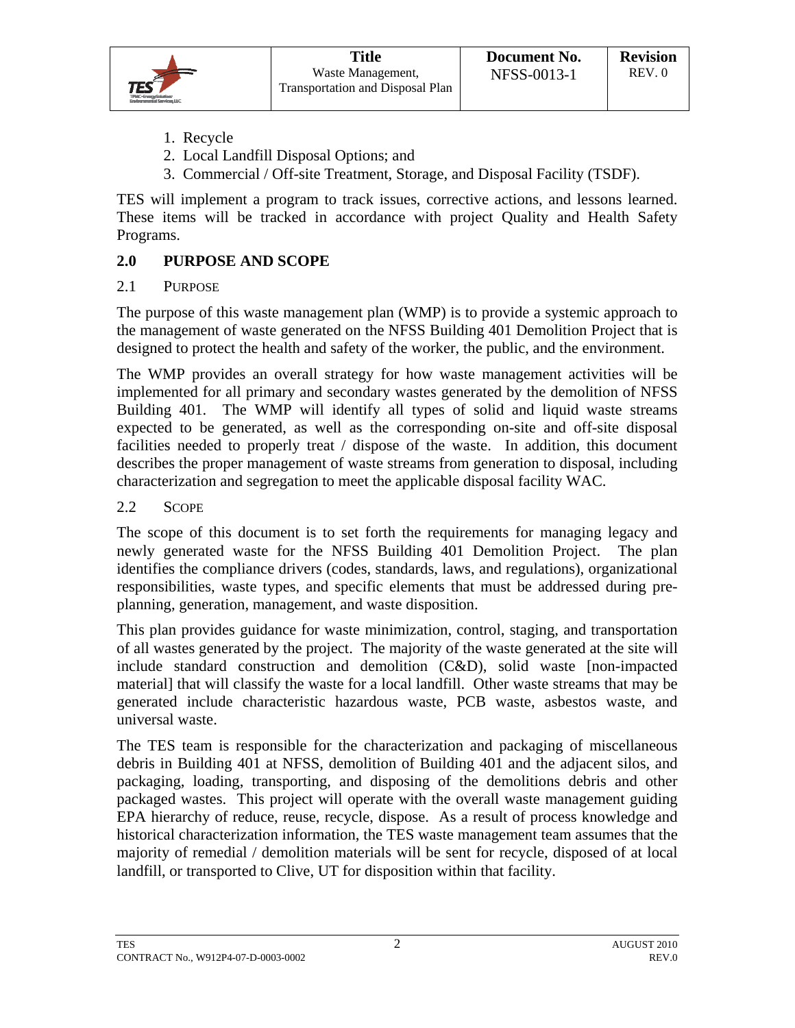1. Recycle
2. Local Landfill Disposal Options; and
3. Commercial / Off-site Treatment, Storage, and Disposal Facility (TSDF).

TES will implement a program to track issues, corrective actions, and lessons learned. These items will be tracked in accordance with project Quality and Health Safety Programs.

## 2.0 PURPOSE AND SCOPE

### 2.1 PURPOSE

The purpose of this waste management plan (WMP) is to provide a systemic approach to the management of waste generated on the NFSS Building 401 Demolition Project that is designed to protect the health and safety of the worker, the public, and the environment.

The WMP provides an overall strategy for how waste management activities will be implemented for all primary and secondary wastes generated by the demolition of NFSS Building 401. The WMP will identify all types of solid and liquid waste streams expected to be generated, as well as the corresponding on-site and off-site disposal facilities needed to properly treat / dispose of the waste. In addition, this document describes the proper management of waste streams from generation to disposal, including characterization and segregation to meet the applicable disposal facility WAC.

### 2.2 SCOPE

The scope of this document is to set forth the requirements for managing legacy and newly generated waste for the NFSS Building 401 Demolition Project. The plan identifies the compliance drivers (codes, standards, laws, and regulations), organizational responsibilities, waste types, and specific elements that must be addressed during pre-planning, generation, management, and waste disposition.

This plan provides guidance for waste minimization, control, staging, and transportation of all wastes generated by the project. The majority of the waste generated at the site will include standard construction and demolition (C&D), solid waste [non-impacted material] that will classify the waste for a local landfill. Other waste streams that may be generated include characteristic hazardous waste, PCB waste, asbestos waste, and universal waste.

The TES team is responsible for the characterization and packaging of miscellaneous debris in Building 401 at NFSS, demolition of Building 401 and the adjacent silos, and packaging, loading, transporting, and disposing of the demolitions debris and other packaged wastes. This project will operate with the overall waste management guiding EPA hierarchy of reduce, reuse, recycle, dispose. As a result of process knowledge and historical characterization information, the TES waste management team assumes that the majority of remedial / demolition materials will be sent for recycle, disposed of at local landfill, or transported to Clive, UT for disposition within that facility.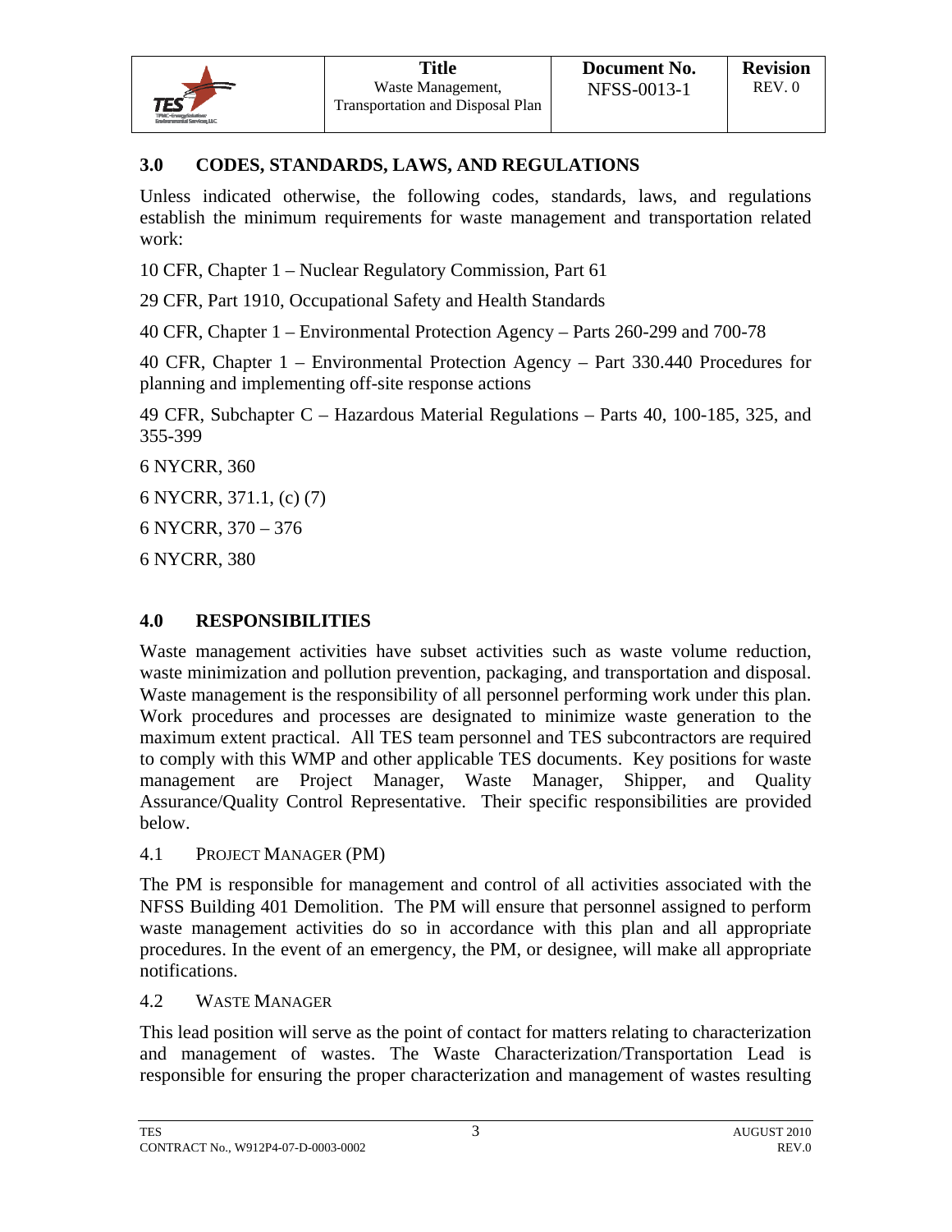## 3.0 CODES, STANDARDS, LAWS, AND REGULATIONS

Unless indicated otherwise, the following codes, standards, laws, and regulations establish the minimum requirements for waste management and transportation related work:

10 CFR, Chapter 1 – Nuclear Regulatory Commission, Part 61

29 CFR, Part 1910, Occupational Safety and Health Standards

40 CFR, Chapter 1 – Environmental Protection Agency – Parts 260-299 and 700-78

40 CFR, Chapter 1 – Environmental Protection Agency – Part 330.440 Procedures for planning and implementing off-site response actions

49 CFR, Subchapter C – Hazardous Material Regulations – Parts 40, 100-185, 325, and 355-399

6 NYCRR, 360

6 NYCRR, 371.1, (c) (7)

6 NYCRR, 370 – 376

6 NYCRR, 380

## 4.0 RESPONSIBILITIES

Waste management activities have subset activities such as waste volume reduction, waste minimization and pollution prevention, packaging, and transportation and disposal. Waste management is the responsibility of all personnel performing work under this plan. Work procedures and processes are designated to minimize waste generation to the maximum extent practical. All TES team personnel and TES subcontractors are required to comply with this WMP and other applicable TES documents. Key positions for waste management are Project Manager, Waste Manager, Shipper, and Quality Assurance/Quality Control Representative. Their specific responsibilities are provided below.

### 4.1 PROJECT MANAGER (PM)

The PM is responsible for management and control of all activities associated with the NFSS Building 401 Demolition. The PM will ensure that personnel assigned to perform waste management activities do so in accordance with this plan and all appropriate procedures. In the event of an emergency, the PM, or designee, will make all appropriate notifications.

### 4.2 WASTE MANAGER

This lead position will serve as the point of contact for matters relating to characterization and management of wastes. The Waste Characterization/Transportation Lead is responsible for ensuring the proper characterization and management of wastes resulting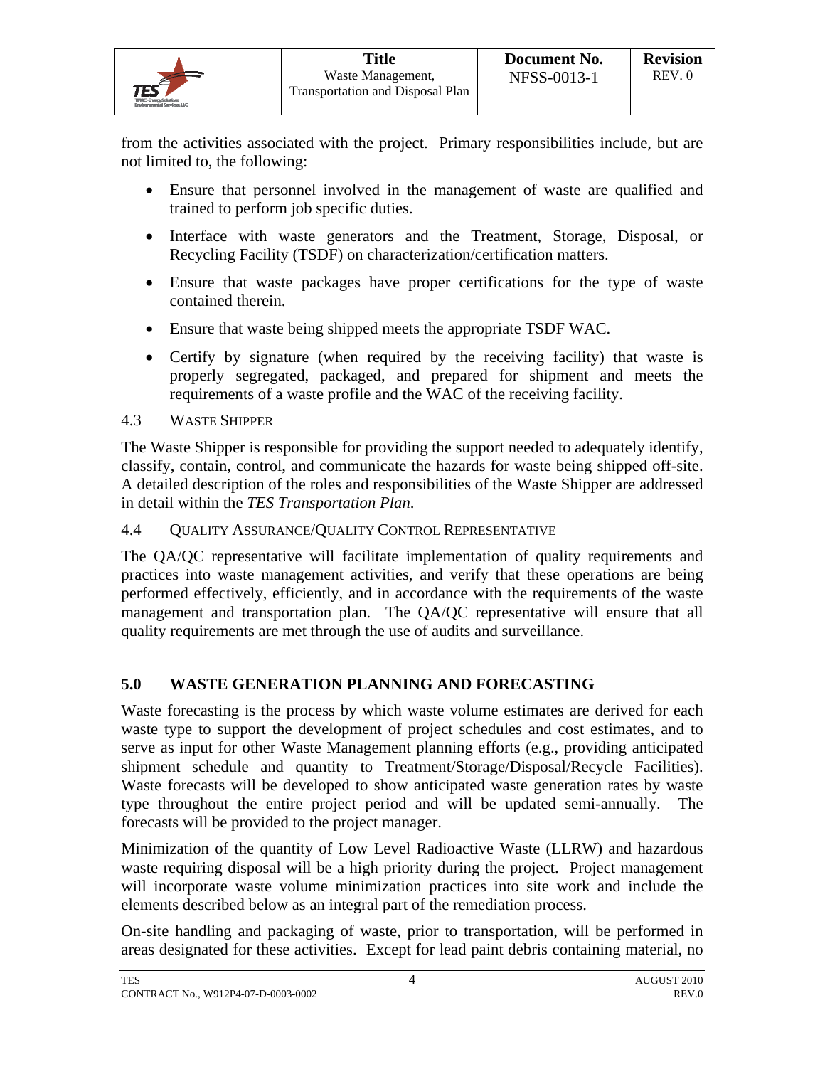from the activities associated with the project. Primary responsibilities include, but are not limited to, the following:

- Ensure that personnel involved in the management of waste are qualified and trained to perform job specific duties.
- Interface with waste generators and the Treatment, Storage, Disposal, or Recycling Facility (TSDF) on characterization/certification matters.
- Ensure that waste packages have proper certifications for the type of waste contained therein.
- Ensure that waste being shipped meets the appropriate TSDF WAC.
- Certify by signature (when required by the receiving facility) that waste is properly segregated, packaged, and prepared for shipment and meets the requirements of a waste profile and the WAC of the receiving facility.

### 4.3 WASTE SHIPPER

The Waste Shipper is responsible for providing the support needed to adequately identify, classify, contain, control, and communicate the hazards for waste being shipped off-site. A detailed description of the roles and responsibilities of the Waste Shipper are addressed in detail within the *TES Transportation Plan*.

### 4.4 QUALITY ASSURANCE/QUALITY CONTROL REPRESENTATIVE

The QA/QC representative will facilitate implementation of quality requirements and practices into waste management activities, and verify that these operations are being performed effectively, efficiently, and in accordance with the requirements of the waste management and transportation plan. The QA/QC representative will ensure that all quality requirements are met through the use of audits and surveillance.

## 5.0 WASTE GENERATION PLANNING AND FORECASTING

Waste forecasting is the process by which waste volume estimates are derived for each waste type to support the development of project schedules and cost estimates, and to serve as input for other Waste Management planning efforts (e.g., providing anticipated shipment schedule and quantity to Treatment/Storage/Disposal/Recycle Facilities). Waste forecasts will be developed to show anticipated waste generation rates by waste type throughout the entire project period and will be updated semi-annually. The forecasts will be provided to the project manager.

Minimization of the quantity of Low Level Radioactive Waste (LLRW) and hazardous waste requiring disposal will be a high priority during the project. Project management will incorporate waste volume minimization practices into site work and include the elements described below as an integral part of the remediation process.

On-site handling and packaging of waste, prior to transportation, will be performed in areas designated for these activities. Except for lead paint debris containing material, no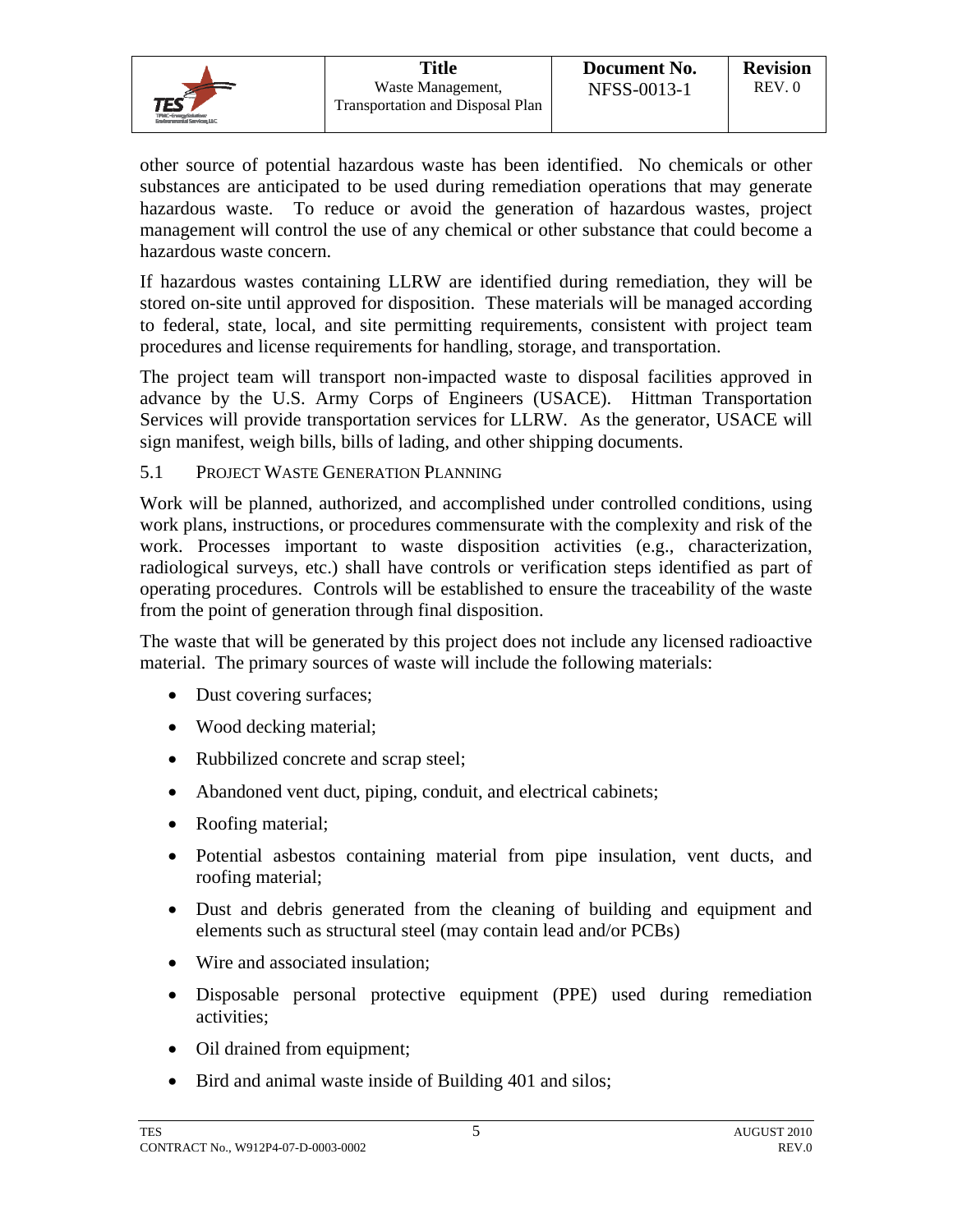other source of potential hazardous waste has been identified. No chemicals or other substances are anticipated to be used during remediation operations that may generate hazardous waste. To reduce or avoid the generation of hazardous wastes, project management will control the use of any chemical or other substance that could become a hazardous waste concern.

If hazardous wastes containing LLRW are identified during remediation, they will be stored on-site until approved for disposition. These materials will be managed according to federal, state, local, and site permitting requirements, consistent with project team procedures and license requirements for handling, storage, and transportation.

The project team will transport non-impacted waste to disposal facilities approved in advance by the U.S. Army Corps of Engineers (USACE). Hittman Transportation Services will provide transportation services for LLRW. As the generator, USACE will sign manifest, weigh bills, bills of lading, and other shipping documents.

### 5.1 Project Waste Generation Planning

Work will be planned, authorized, and accomplished under controlled conditions, using work plans, instructions, or procedures commensurate with the complexity and risk of the work. Processes important to waste disposition activities (e.g., characterization, radiological surveys, etc.) shall have controls or verification steps identified as part of operating procedures. Controls will be established to ensure the traceability of the waste from the point of generation through final disposition.

The waste that will be generated by this project does not include any licensed radioactive material. The primary sources of waste will include the following materials:

- Dust covering surfaces;
- Wood decking material;
- Rubbilized concrete and scrap steel;
- Abandoned vent duct, piping, conduit, and electrical cabinets;
- Roofing material;
- Potential asbestos containing material from pipe insulation, vent ducts, and roofing material;
- Dust and debris generated from the cleaning of building and equipment and elements such as structural steel (may contain lead and/or PCBs)
- Wire and associated insulation;
- Disposable personal protective equipment (PPE) used during remediation activities;
- Oil drained from equipment;
- Bird and animal waste inside of Building 401 and silos;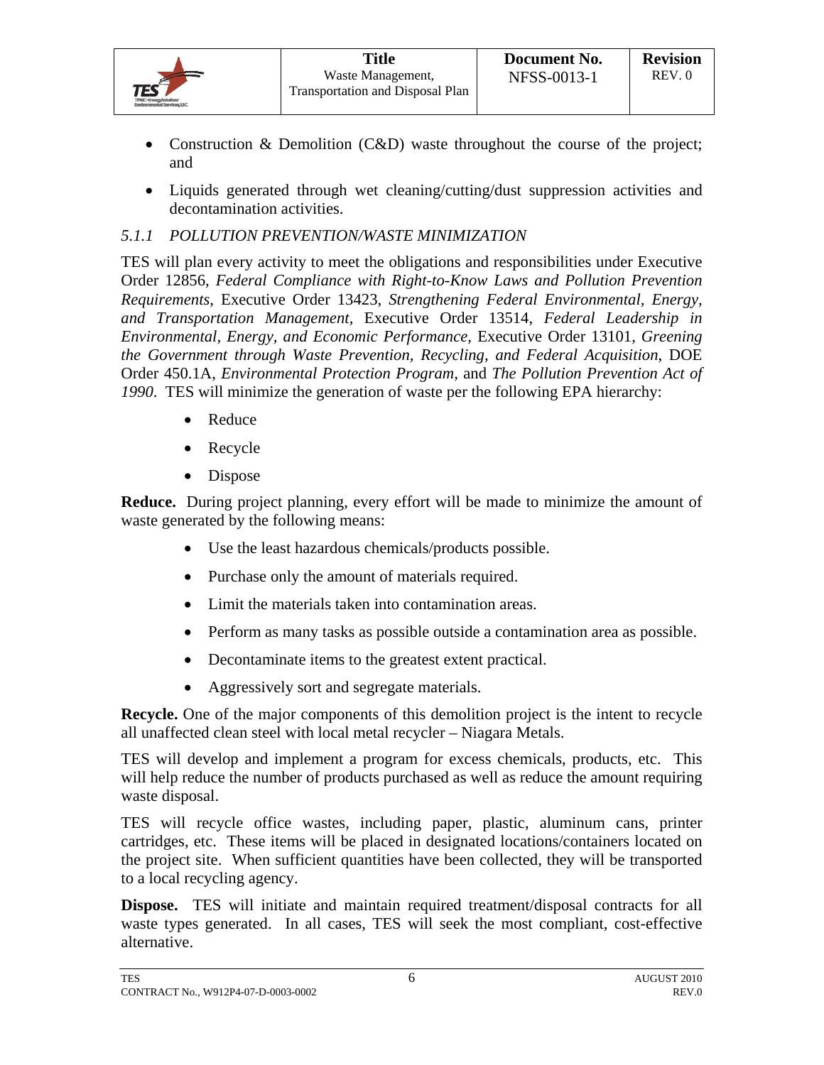- Construction & Demolition (C&D) waste throughout the course of the project; and
- Liquids generated through wet cleaning/cutting/dust suppression activities and decontamination activities.

#### *5.1.1 POLLUTION PREVENTION/WASTE MINIMIZATION*

TES will plan every activity to meet the obligations and responsibilities under Executive Order 12856, *Federal Compliance with Right-to-Know Laws and Pollution Prevention Requirements*, Executive Order 13423, *Strengthening Federal Environmental, Energy, and Transportation Management*, Executive Order 13514, *Federal Leadership in Environmental, Energy, and Economic Performance,* Executive Order 13101, *Greening the Government through Waste Prevention, Recycling, and Federal Acquisition*, DOE Order 450.1A, *Environmental Protection Program*, and *The Pollution Prevention Act of 1990*. TES will minimize the generation of waste per the following EPA hierarchy:

- Reduce
- Recycle
- Dispose

**Reduce.** During project planning, every effort will be made to minimize the amount of waste generated by the following means:

- Use the least hazardous chemicals/products possible.
- Purchase only the amount of materials required.
- Limit the materials taken into contamination areas.
- Perform as many tasks as possible outside a contamination area as possible.
- Decontaminate items to the greatest extent practical.
- Aggressively sort and segregate materials.

**Recycle.** One of the major components of this demolition project is the intent to recycle all unaffected clean steel with local metal recycler – Niagara Metals.

TES will develop and implement a program for excess chemicals, products, etc. This will help reduce the number of products purchased as well as reduce the amount requiring waste disposal.

TES will recycle office wastes, including paper, plastic, aluminum cans, printer cartridges, etc. These items will be placed in designated locations/containers located on the project site. When sufficient quantities have been collected, they will be transported to a local recycling agency.

**Dispose.** TES will initiate and maintain required treatment/disposal contracts for all waste types generated. In all cases, TES will seek the most compliant, cost-effective alternative.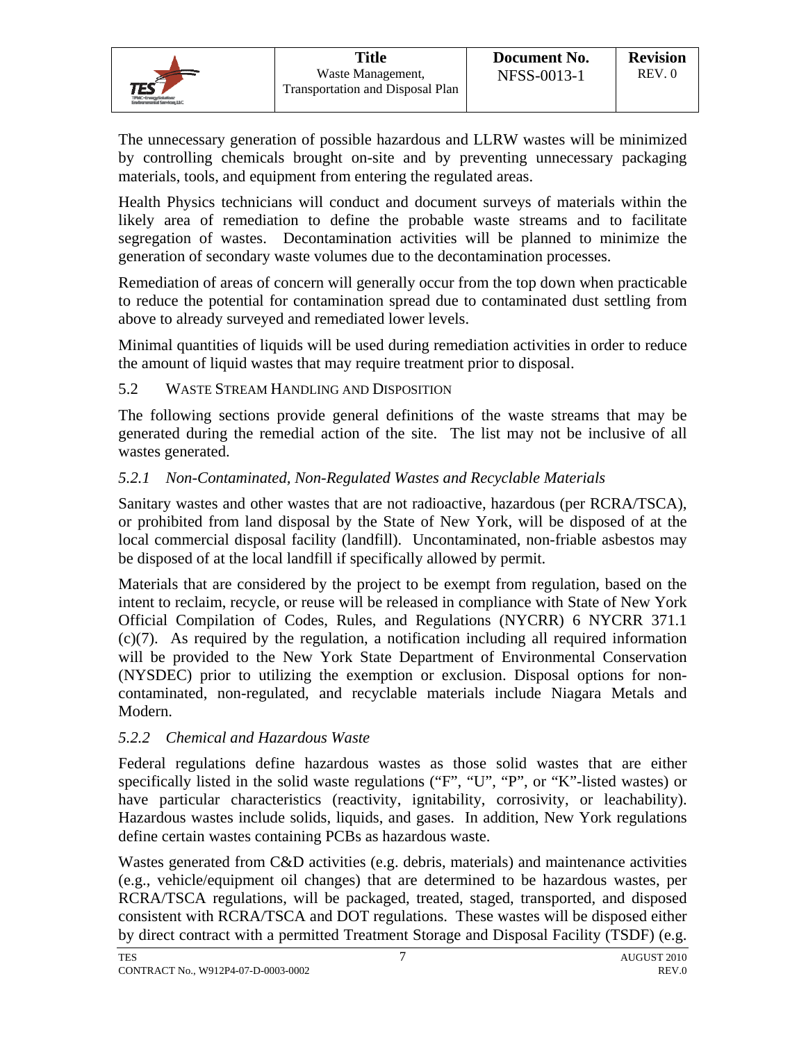The unnecessary generation of possible hazardous and LLRW wastes will be minimized by controlling chemicals brought on-site and by preventing unnecessary packaging materials, tools, and equipment from entering the regulated areas.

Health Physics technicians will conduct and document surveys of materials within the likely area of remediation to define the probable waste streams and to facilitate segregation of wastes. Decontamination activities will be planned to minimize the generation of secondary waste volumes due to the decontamination processes.

Remediation of areas of concern will generally occur from the top down when practicable to reduce the potential for contamination spread due to contaminated dust settling from above to already surveyed and remediated lower levels.

Minimal quantities of liquids will be used during remediation activities in order to reduce the amount of liquid wastes that may require treatment prior to disposal.

## 5.2 Waste Stream Handling and Disposition

The following sections provide general definitions of the waste streams that may be generated during the remedial action of the site. The list may not be inclusive of all wastes generated.

### *5.2.1 Non-Contaminated, Non-Regulated Wastes and Recyclable Materials*

Sanitary wastes and other wastes that are not radioactive, hazardous (per RCRA/TSCA), or prohibited from land disposal by the State of New York, will be disposed of at the local commercial disposal facility (landfill). Uncontaminated, non-friable asbestos may be disposed of at the local landfill if specifically allowed by permit.

Materials that are considered by the project to be exempt from regulation, based on the intent to reclaim, recycle, or reuse will be released in compliance with State of New York Official Compilation of Codes, Rules, and Regulations (NYCRR) 6 NYCRR 371.1 (c)(7). As required by the regulation, a notification including all required information will be provided to the New York State Department of Environmental Conservation (NYSDEC) prior to utilizing the exemption or exclusion. Disposal options for non-contaminated, non-regulated, and recyclable materials include Niagara Metals and Modern.

### *5.2.2 Chemical and Hazardous Waste*

Federal regulations define hazardous wastes as those solid wastes that are either specifically listed in the solid waste regulations ("F", "U", "P", or "K"-listed wastes) or have particular characteristics (reactivity, ignitability, corrosivity, or leachability). Hazardous wastes include solids, liquids, and gases. In addition, New York regulations define certain wastes containing PCBs as hazardous waste.

Wastes generated from C&D activities (e.g. debris, materials) and maintenance activities (e.g., vehicle/equipment oil changes) that are determined to be hazardous wastes, per RCRA/TSCA regulations, will be packaged, treated, staged, transported, and disposed consistent with RCRA/TSCA and DOT regulations. These wastes will be disposed either by direct contract with a permitted Treatment Storage and Disposal Facility (TSDF) (e.g.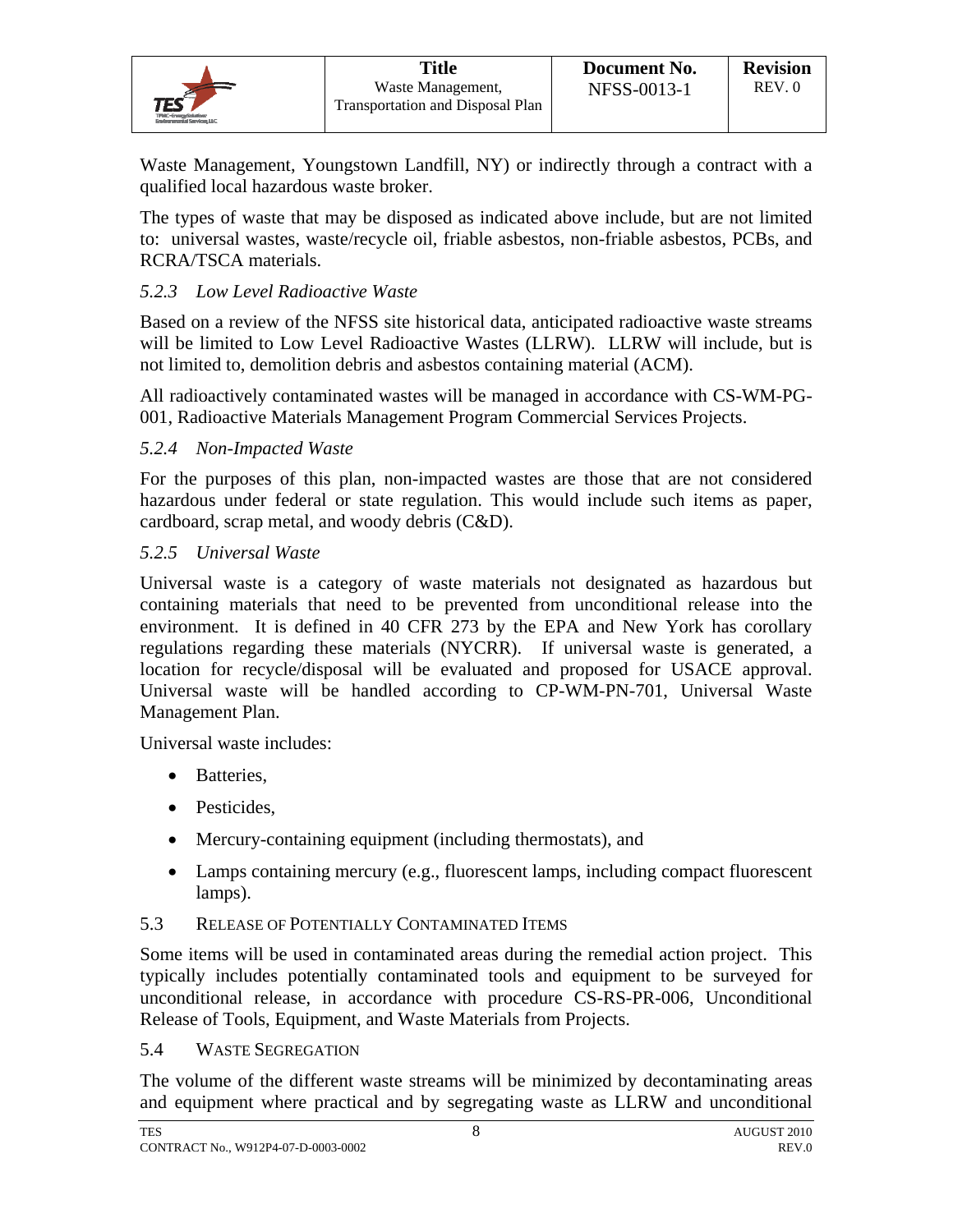Waste Management, Youngstown Landfill, NY) or indirectly through a contract with a qualified local hazardous waste broker.

The types of waste that may be disposed as indicated above include, but are not limited to: universal wastes, waste/recycle oil, friable asbestos, non-friable asbestos, PCBs, and RCRA/TSCA materials.

#### *5.2.3 Low Level Radioactive Waste*

Based on a review of the NFSS site historical data, anticipated radioactive waste streams will be limited to Low Level Radioactive Wastes (LLRW). LLRW will include, but is not limited to, demolition debris and asbestos containing material (ACM).

All radioactively contaminated wastes will be managed in accordance with CS-WM-PG-001, Radioactive Materials Management Program Commercial Services Projects.

#### *5.2.4 Non-Impacted Waste*

For the purposes of this plan, non-impacted wastes are those that are not considered hazardous under federal or state regulation. This would include such items as paper, cardboard, scrap metal, and woody debris (C&D).

#### *5.2.5 Universal Waste*

Universal waste is a category of waste materials not designated as hazardous but containing materials that need to be prevented from unconditional release into the environment. It is defined in 40 CFR 273 by the EPA and New York has corollary regulations regarding these materials (NYCRR). If universal waste is generated, a location for recycle/disposal will be evaluated and proposed for USACE approval. Universal waste will be handled according to CP-WM-PN-701, Universal Waste Management Plan.

Universal waste includes:

- Batteries,
- Pesticides,
- Mercury-containing equipment (including thermostats), and
- Lamps containing mercury (e.g., fluorescent lamps, including compact fluorescent lamps).

### 5.3 Release of Potentially Contaminated Items

Some items will be used in contaminated areas during the remedial action project. This typically includes potentially contaminated tools and equipment to be surveyed for unconditional release, in accordance with procedure CS-RS-PR-006, Unconditional Release of Tools, Equipment, and Waste Materials from Projects.

### 5.4 Waste Segregation

The volume of the different waste streams will be minimized by decontaminating areas and equipment where practical and by segregating waste as LLRW and unconditional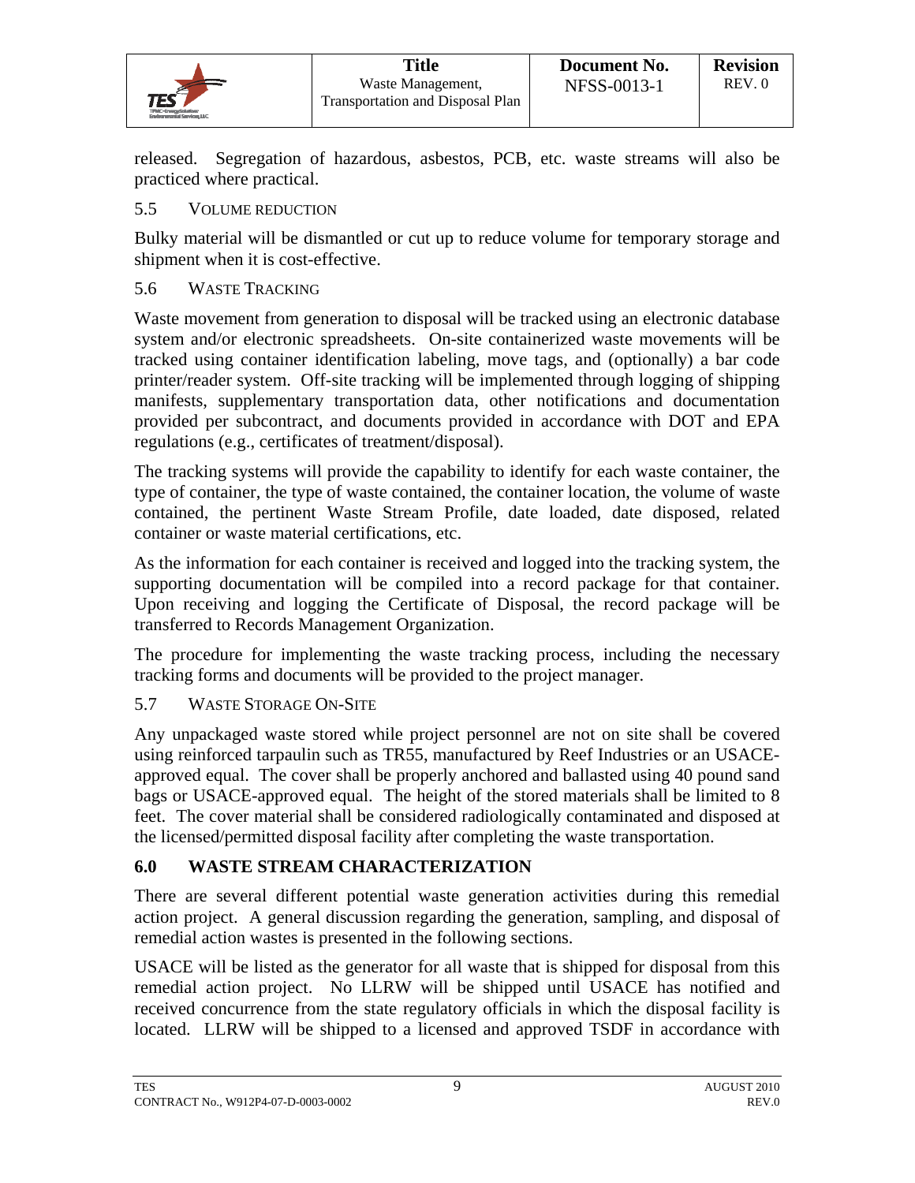released. Segregation of hazardous, asbestos, PCB, etc. waste streams will also be practiced where practical.

### 5.5 VOLUME REDUCTION

Bulky material will be dismantled or cut up to reduce volume for temporary storage and shipment when it is cost-effective.

### 5.6 WASTE TRACKING

Waste movement from generation to disposal will be tracked using an electronic database system and/or electronic spreadsheets. On-site containerized waste movements will be tracked using container identification labeling, move tags, and (optionally) a bar code printer/reader system. Off-site tracking will be implemented through logging of shipping manifests, supplementary transportation data, other notifications and documentation provided per subcontract, and documents provided in accordance with DOT and EPA regulations (e.g., certificates of treatment/disposal).

The tracking systems will provide the capability to identify for each waste container, the type of container, the type of waste contained, the container location, the volume of waste contained, the pertinent Waste Stream Profile, date loaded, date disposed, related container or waste material certifications, etc.

As the information for each container is received and logged into the tracking system, the supporting documentation will be compiled into a record package for that container. Upon receiving and logging the Certificate of Disposal, the record package will be transferred to Records Management Organization.

The procedure for implementing the waste tracking process, including the necessary tracking forms and documents will be provided to the project manager.

### 5.7 WASTE STORAGE ON-SITE

Any unpackaged waste stored while project personnel are not on site shall be covered using reinforced tarpaulin such as TR55, manufactured by Reef Industries or an USACE-approved equal. The cover shall be properly anchored and ballasted using 40 pound sand bags or USACE-approved equal. The height of the stored materials shall be limited to 8 feet. The cover material shall be considered radiologically contaminated and disposed at the licensed/permitted disposal facility after completing the waste transportation.

## 6.0 WASTE STREAM CHARACTERIZATION

There are several different potential waste generation activities during this remedial action project. A general discussion regarding the generation, sampling, and disposal of remedial action wastes is presented in the following sections.

USACE will be listed as the generator for all waste that is shipped for disposal from this remedial action project. No LLRW will be shipped until USACE has notified and received concurrence from the state regulatory officials in which the disposal facility is located. LLRW will be shipped to a licensed and approved TSDF in accordance with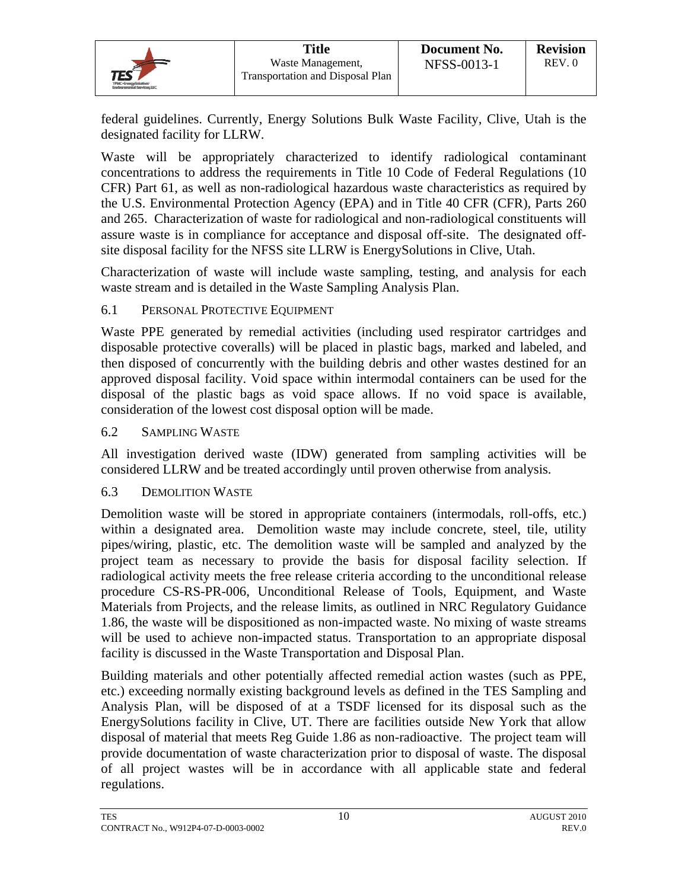federal guidelines. Currently, Energy Solutions Bulk Waste Facility, Clive, Utah is the designated facility for LLRW.

Waste will be appropriately characterized to identify radiological contaminant concentrations to address the requirements in Title 10 Code of Federal Regulations (10 CFR) Part 61, as well as non-radiological hazardous waste characteristics as required by the U.S. Environmental Protection Agency (EPA) and in Title 40 CFR (CFR), Parts 260 and 265. Characterization of waste for radiological and non-radiological constituents will assure waste is in compliance for acceptance and disposal off-site. The designated off-site disposal facility for the NFSS site LLRW is EnergySolutions in Clive, Utah.

Characterization of waste will include waste sampling, testing, and analysis for each waste stream and is detailed in the Waste Sampling Analysis Plan.

### 6.1 Personal Protective Equipment

Waste PPE generated by remedial activities (including used respirator cartridges and disposable protective coveralls) will be placed in plastic bags, marked and labeled, and then disposed of concurrently with the building debris and other wastes destined for an approved disposal facility. Void space within intermodal containers can be used for the disposal of the plastic bags as void space allows. If no void space is available, consideration of the lowest cost disposal option will be made.

### 6.2 Sampling Waste

All investigation derived waste (IDW) generated from sampling activities will be considered LLRW and be treated accordingly until proven otherwise from analysis.

### 6.3 Demolition Waste

Demolition waste will be stored in appropriate containers (intermodals, roll-offs, etc.) within a designated area. Demolition waste may include concrete, steel, tile, utility pipes/wiring, plastic, etc. The demolition waste will be sampled and analyzed by the project team as necessary to provide the basis for disposal facility selection. If radiological activity meets the free release criteria according to the unconditional release procedure CS-RS-PR-006, Unconditional Release of Tools, Equipment, and Waste Materials from Projects, and the release limits, as outlined in NRC Regulatory Guidance 1.86, the waste will be dispositioned as non-impacted waste. No mixing of waste streams will be used to achieve non-impacted status. Transportation to an appropriate disposal facility is discussed in the Waste Transportation and Disposal Plan.

Building materials and other potentially affected remedial action wastes (such as PPE, etc.) exceeding normally existing background levels as defined in the TES Sampling and Analysis Plan, will be disposed of at a TSDF licensed for its disposal such as the EnergySolutions facility in Clive, UT. There are facilities outside New York that allow disposal of material that meets Reg Guide 1.86 as non-radioactive. The project team will provide documentation of waste characterization prior to disposal of waste. The disposal of all project wastes will be in accordance with all applicable state and federal regulations.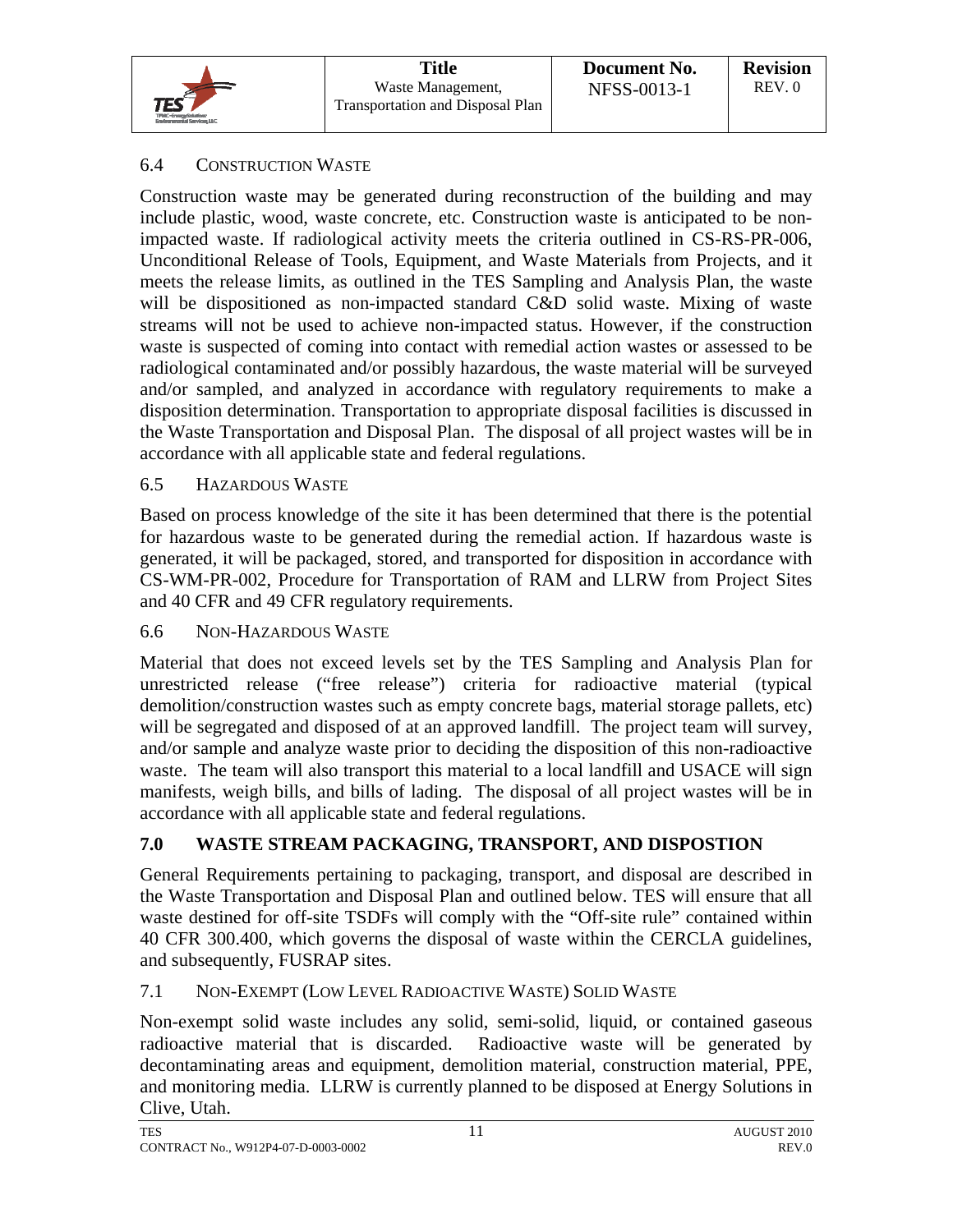### 6.4 Construction Waste

Construction waste may be generated during reconstruction of the building and may include plastic, wood, waste concrete, etc. Construction waste is anticipated to be non-impacted waste. If radiological activity meets the criteria outlined in CS-RS-PR-006, Unconditional Release of Tools, Equipment, and Waste Materials from Projects, and it meets the release limits, as outlined in the TES Sampling and Analysis Plan, the waste will be dispositioned as non-impacted standard C&D solid waste. Mixing of waste streams will not be used to achieve non-impacted status. However, if the construction waste is suspected of coming into contact with remedial action wastes or assessed to be radiological contaminated and/or possibly hazardous, the waste material will be surveyed and/or sampled, and analyzed in accordance with regulatory requirements to make a disposition determination. Transportation to appropriate disposal facilities is discussed in the Waste Transportation and Disposal Plan. The disposal of all project wastes will be in accordance with all applicable state and federal regulations.

### 6.5 Hazardous Waste

Based on process knowledge of the site it has been determined that there is the potential for hazardous waste to be generated during the remedial action. If hazardous waste is generated, it will be packaged, stored, and transported for disposition in accordance with CS-WM-PR-002, Procedure for Transportation of RAM and LLRW from Project Sites and 40 CFR and 49 CFR regulatory requirements.

### 6.6 Non-Hazardous Waste

Material that does not exceed levels set by the TES Sampling and Analysis Plan for unrestricted release ("free release") criteria for radioactive material (typical demolition/construction wastes such as empty concrete bags, material storage pallets, etc) will be segregated and disposed of at an approved landfill. The project team will survey, and/or sample and analyze waste prior to deciding the disposition of this non-radioactive waste. The team will also transport this material to a local landfill and USACE will sign manifests, weigh bills, and bills of lading. The disposal of all project wastes will be in accordance with all applicable state and federal regulations.

## 7.0 WASTE STREAM PACKAGING, TRANSPORT, AND DISPOSTION

General Requirements pertaining to packaging, transport, and disposal are described in the Waste Transportation and Disposal Plan and outlined below. TES will ensure that all waste destined for off-site TSDFs will comply with the "Off-site rule" contained within 40 CFR 300.400, which governs the disposal of waste within the CERCLA guidelines, and subsequently, FUSRAP sites.

### 7.1 Non-Exempt (Low Level Radioactive Waste) Solid Waste

Non-exempt solid waste includes any solid, semi-solid, liquid, or contained gaseous radioactive material that is discarded. Radioactive waste will be generated by decontaminating areas and equipment, demolition material, construction material, PPE, and monitoring media. LLRW is currently planned to be disposed at Energy Solutions in Clive, Utah.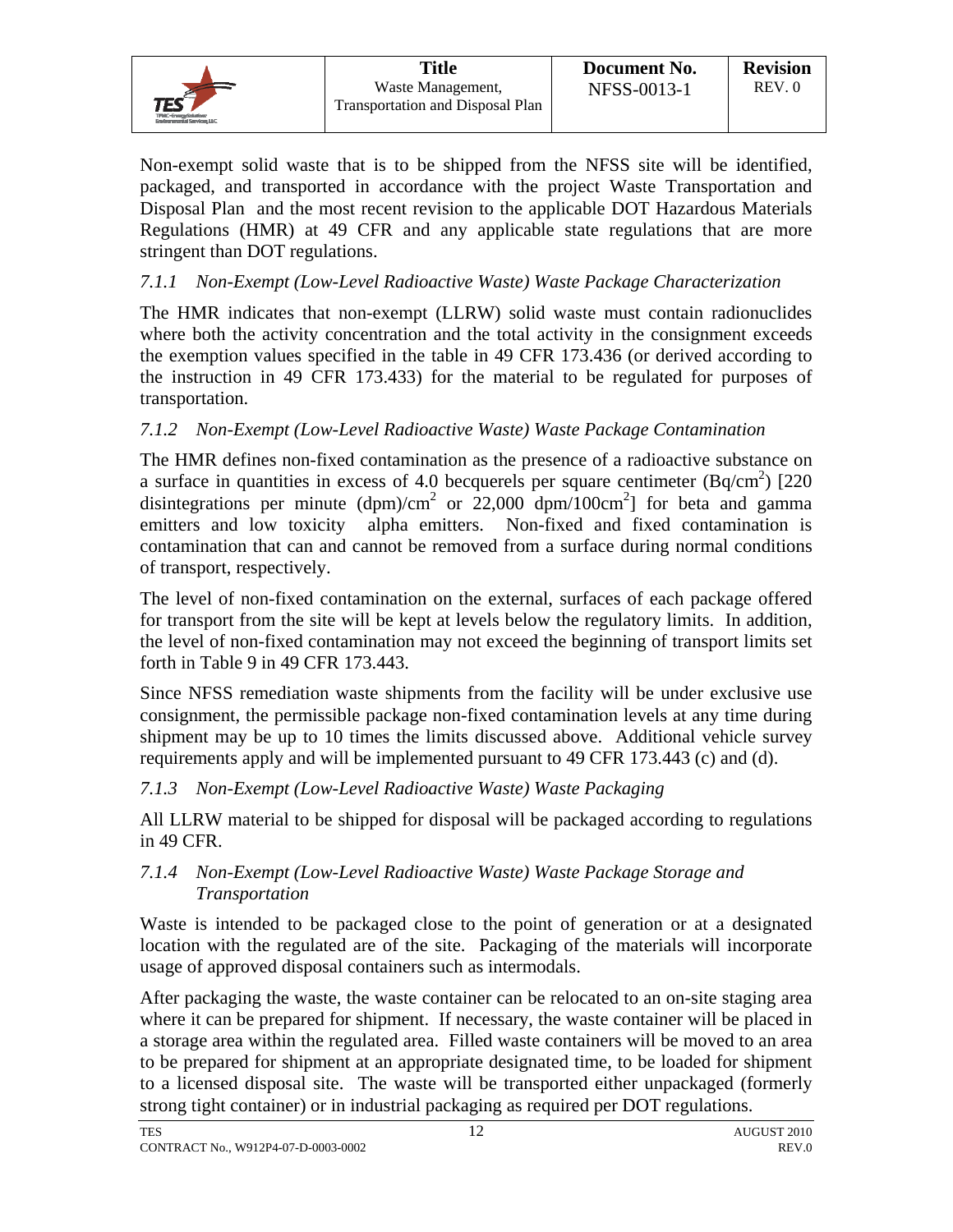Non-exempt solid waste that is to be shipped from the NFSS site will be identified, packaged, and transported in accordance with the project Waste Transportation and Disposal Plan and the most recent revision to the applicable DOT Hazardous Materials Regulations (HMR) at 49 CFR and any applicable state regulations that are more stringent than DOT regulations.

### *7.1.1 Non-Exempt (Low-Level Radioactive Waste) Waste Package Characterization*

The HMR indicates that non-exempt (LLRW) solid waste must contain radionuclides where both the activity concentration and the total activity in the consignment exceeds the exemption values specified in the table in 49 CFR 173.436 (or derived according to the instruction in 49 CFR 173.433) for the material to be regulated for purposes of transportation.

### *7.1.2 Non-Exempt (Low-Level Radioactive Waste) Waste Package Contamination*

The HMR defines non-fixed contamination as the presence of a radioactive substance on a surface in quantities in excess of 4.0 becquerels per square centimeter ($Bq/cm^2$) [220 disintegrations per minute $(dpm)/cm^2$ or 22,000 $dpm/100cm^2$] for beta and gamma emitters and low toxicity alpha emitters. Non-fixed and fixed contamination is contamination that can and cannot be removed from a surface during normal conditions of transport, respectively.

The level of non-fixed contamination on the external, surfaces of each package offered for transport from the site will be kept at levels below the regulatory limits. In addition, the level of non-fixed contamination may not exceed the beginning of transport limits set forth in Table 9 in 49 CFR 173.443.

Since NFSS remediation waste shipments from the facility will be under exclusive use consignment, the permissible package non-fixed contamination levels at any time during shipment may be up to 10 times the limits discussed above. Additional vehicle survey requirements apply and will be implemented pursuant to 49 CFR 173.443 (c) and (d).

### *7.1.3 Non-Exempt (Low-Level Radioactive Waste) Waste Packaging*

All LLRW material to be shipped for disposal will be packaged according to regulations in 49 CFR.

### *7.1.4 Non-Exempt (Low-Level Radioactive Waste) Waste Package Storage and Transportation*

Waste is intended to be packaged close to the point of generation or at a designated location with the regulated are of the site. Packaging of the materials will incorporate usage of approved disposal containers such as intermodals.

After packaging the waste, the waste container can be relocated to an on-site staging area where it can be prepared for shipment. If necessary, the waste container will be placed in a storage area within the regulated area. Filled waste containers will be moved to an area to be prepared for shipment at an appropriate designated time, to be loaded for shipment to a licensed disposal site. The waste will be transported either unpackaged (formerly strong tight container) or in industrial packaging as required per DOT regulations.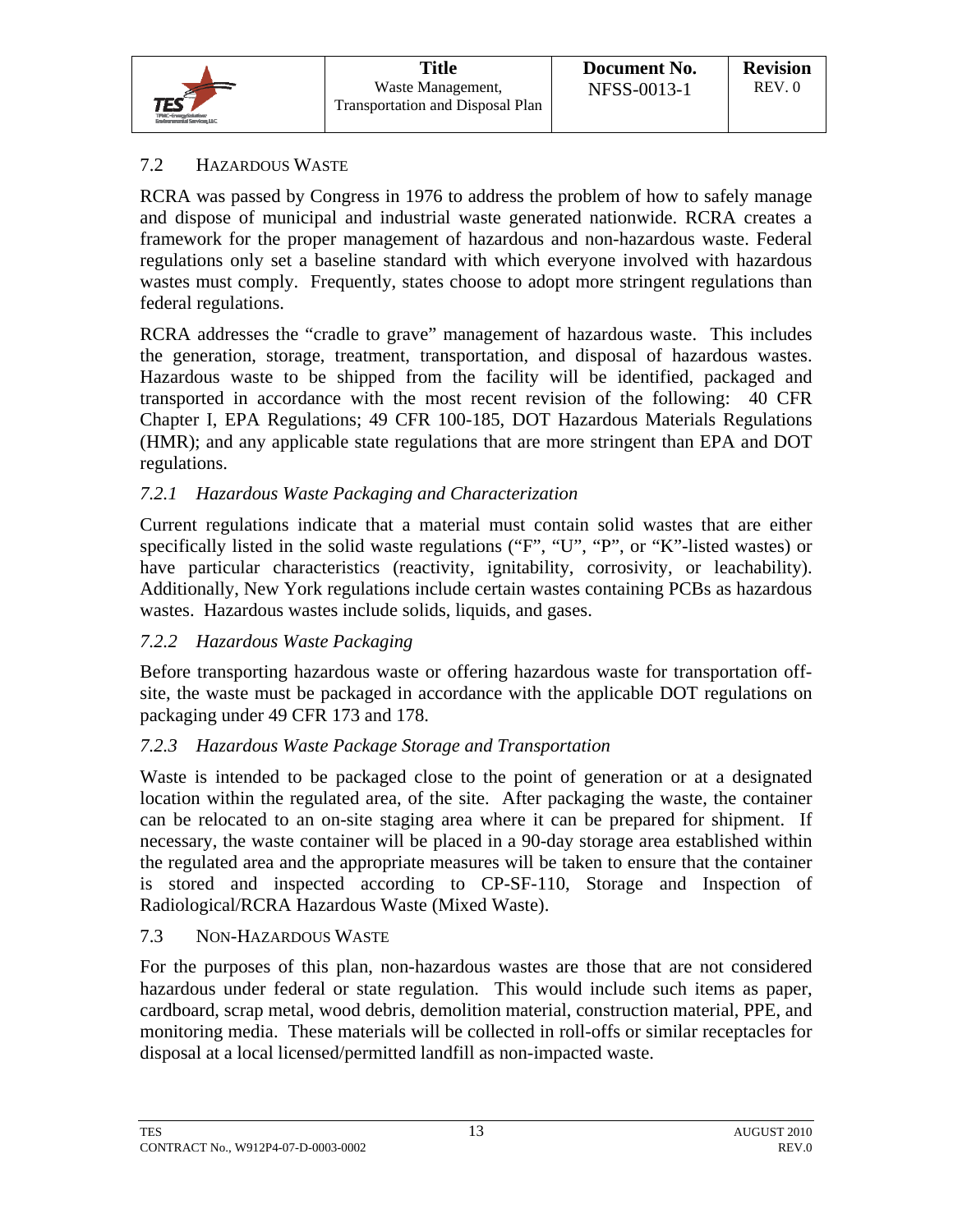## 7.2 Hazardous Waste

RCRA was passed by Congress in 1976 to address the problem of how to safely manage and dispose of municipal and industrial waste generated nationwide. RCRA creates a framework for the proper management of hazardous and non-hazardous waste. Federal regulations only set a baseline standard with which everyone involved with hazardous wastes must comply. Frequently, states choose to adopt more stringent regulations than federal regulations.

RCRA addresses the "cradle to grave" management of hazardous waste. This includes the generation, storage, treatment, transportation, and disposal of hazardous wastes. Hazardous waste to be shipped from the facility will be identified, packaged and transported in accordance with the most recent revision of the following: 40 CFR Chapter I, EPA Regulations; 49 CFR 100-185, DOT Hazardous Materials Regulations (HMR); and any applicable state regulations that are more stringent than EPA and DOT regulations.

### *7.2.1 Hazardous Waste Packaging and Characterization*

Current regulations indicate that a material must contain solid wastes that are either specifically listed in the solid waste regulations ("F", "U", "P", or "K"-listed wastes) or have particular characteristics (reactivity, ignitability, corrosivity, or leachability). Additionally, New York regulations include certain wastes containing PCBs as hazardous wastes. Hazardous wastes include solids, liquids, and gases.

### *7.2.2 Hazardous Waste Packaging*

Before transporting hazardous waste or offering hazardous waste for transportation off-site, the waste must be packaged in accordance with the applicable DOT regulations on packaging under 49 CFR 173 and 178.

### *7.2.3 Hazardous Waste Package Storage and Transportation*

Waste is intended to be packaged close to the point of generation or at a designated location within the regulated area, of the site. After packaging the waste, the container can be relocated to an on-site staging area where it can be prepared for shipment. If necessary, the waste container will be placed in a 90-day storage area established within the regulated area and the appropriate measures will be taken to ensure that the container is stored and inspected according to CP-SF-110, Storage and Inspection of Radiological/RCRA Hazardous Waste (Mixed Waste).

## 7.3 Non-Hazardous Waste

For the purposes of this plan, non-hazardous wastes are those that are not considered hazardous under federal or state regulation. This would include such items as paper, cardboard, scrap metal, wood debris, demolition material, construction material, PPE, and monitoring media. These materials will be collected in roll-offs or similar receptacles for disposal at a local licensed/permitted landfill as non-impacted waste.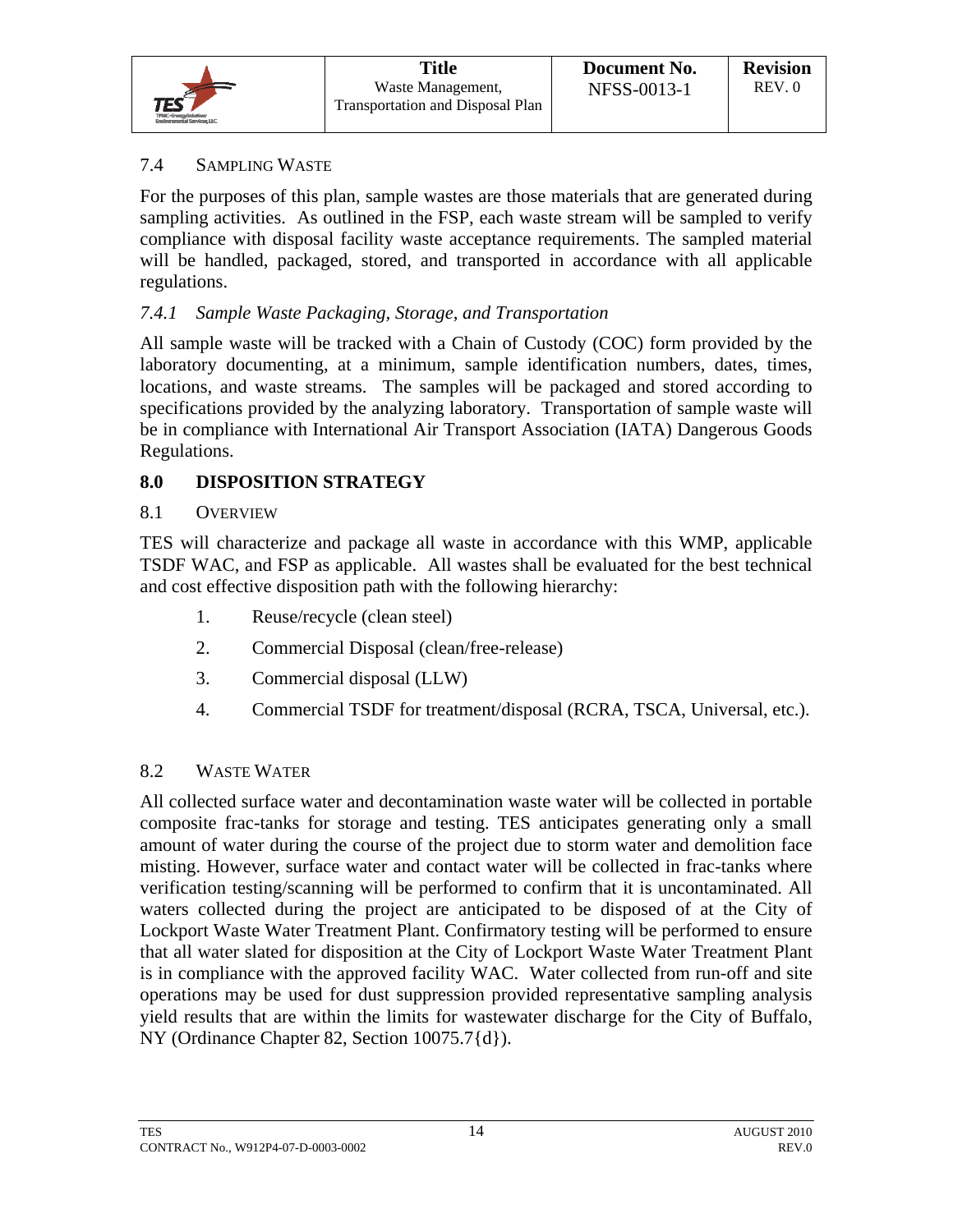### 7.4 Sampling Waste

For the purposes of this plan, sample wastes are those materials that are generated during sampling activities. As outlined in the FSP, each waste stream will be sampled to verify compliance with disposal facility waste acceptance requirements. The sampled material will be handled, packaged, stored, and transported in accordance with all applicable regulations.

#### *7.4.1 Sample Waste Packaging, Storage, and Transportation*

All sample waste will be tracked with a Chain of Custody (COC) form provided by the laboratory documenting, at a minimum, sample identification numbers, dates, times, locations, and waste streams. The samples will be packaged and stored according to specifications provided by the analyzing laboratory. Transportation of sample waste will be in compliance with International Air Transport Association (IATA) Dangerous Goods Regulations.

## 8.0 DISPOSITION STRATEGY

### 8.1 Overview

TES will characterize and package all waste in accordance with this WMP, applicable TSDF WAC, and FSP as applicable. All wastes shall be evaluated for the best technical and cost effective disposition path with the following hierarchy:

1. Reuse/recycle (clean steel)
2. Commercial Disposal (clean/free-release)
3. Commercial disposal (LLW)
4. Commercial TSDF for treatment/disposal (RCRA, TSCA, Universal, etc.).

### 8.2 Waste Water

All collected surface water and decontamination waste water will be collected in portable composite frac-tanks for storage and testing. TES anticipates generating only a small amount of water during the course of the project due to storm water and demolition face misting. However, surface water and contact water will be collected in frac-tanks where verification testing/scanning will be performed to confirm that it is uncontaminated. All waters collected during the project are anticipated to be disposed of at the City of Lockport Waste Water Treatment Plant. Confirmatory testing will be performed to ensure that all water slated for disposition at the City of Lockport Waste Water Treatment Plant is in compliance with the approved facility WAC. Water collected from run-off and site operations may be used for dust suppression provided representative sampling analysis yield results that are within the limits for wastewater discharge for the City of Buffalo, NY (Ordinance Chapter 82, Section 10075.7{d}).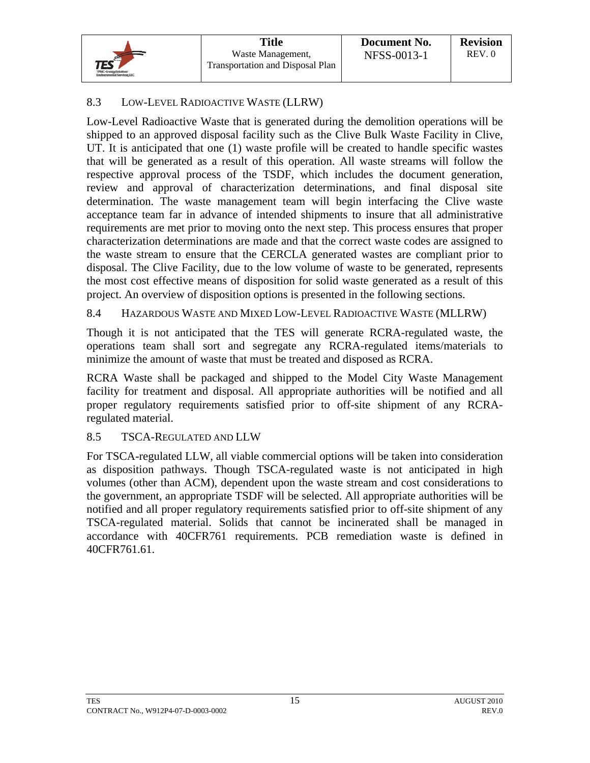## 8.3 Low-Level Radioactive Waste (LLRW)

Low-Level Radioactive Waste that is generated during the demolition operations will be shipped to an approved disposal facility such as the Clive Bulk Waste Facility in Clive, UT. It is anticipated that one (1) waste profile will be created to handle specific wastes that will be generated as a result of this operation. All waste streams will follow the respective approval process of the TSDF, which includes the document generation, review and approval of characterization determinations, and final disposal site determination. The waste management team will begin interfacing the Clive waste acceptance team far in advance of intended shipments to insure that all administrative requirements are met prior to moving onto the next step. This process ensures that proper characterization determinations are made and that the correct waste codes are assigned to the waste stream to ensure that the CERCLA generated wastes are compliant prior to disposal. The Clive Facility, due to the low volume of waste to be generated, represents the most cost effective means of disposition for solid waste generated as a result of this project. An overview of disposition options is presented in the following sections.

## 8.4 Hazardous Waste and Mixed Low-Level Radioactive Waste (MLLRW)

Though it is not anticipated that the TES will generate RCRA-regulated waste, the operations team shall sort and segregate any RCRA-regulated items/materials to minimize the amount of waste that must be treated and disposed as RCRA.

RCRA Waste shall be packaged and shipped to the Model City Waste Management facility for treatment and disposal. All appropriate authorities will be notified and all proper regulatory requirements satisfied prior to off-site shipment of any RCRA-regulated material.

## 8.5 TSCA-Regulated and LLW

For TSCA-regulated LLW, all viable commercial options will be taken into consideration as disposition pathways. Though TSCA-regulated waste is not anticipated in high volumes (other than ACM), dependent upon the waste stream and cost considerations to the government, an appropriate TSDF will be selected. All appropriate authorities will be notified and all proper regulatory requirements satisfied prior to off-site shipment of any TSCA-regulated material. Solids that cannot be incinerated shall be managed in accordance with 40CFR761 requirements. PCB remediation waste is defined in 40CFR761.61.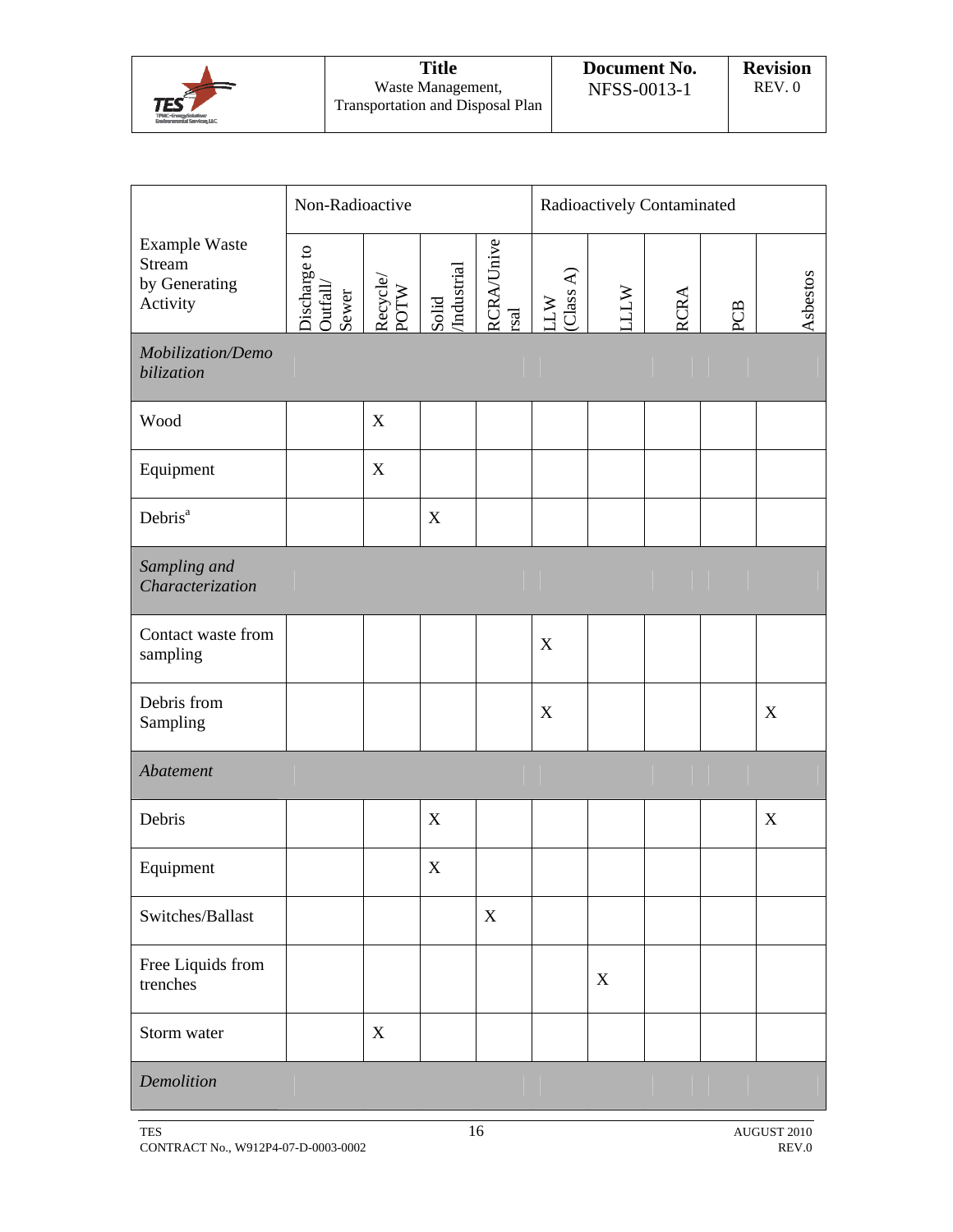| Example Waste Stream by Generating Activity | Non-Radioactive | | | | Radioactively Contaminated | | | | |
|---|---|---|---|---|---|---|---|---|---|
| | Discharge to Outfall/ Sewer | Recycle/ POTW | Solid /Industrial | RCRA/Universal | LLW (Class A) | LLLW | RCRA | PCB | Asbestos |
| *Mobilization/Demobilization* | | | | | | | | | |
| Wood | | X | | | | | | | |
| Equipment | | X | | | | | | | |
| Debris[a] | | | X | | | | | | |
| *Sampling and Characterization* | | | | | | | | | |
| Contact waste from sampling | | | | | X | | | | |
| Debris from Sampling | | | | | X | | | | X |
| *Abatement* | | | | | | | | | |
| Debris | | | X | | | | | | X |
| Equipment | | | X | | | | | | |
| Switches/Ballast | | | | X | | | | | |
| Free Liquids from trenches | | | | | | X | | | |
| Storm water | | X | | | | | | | |
| *Demolition* | | | | | | | | | |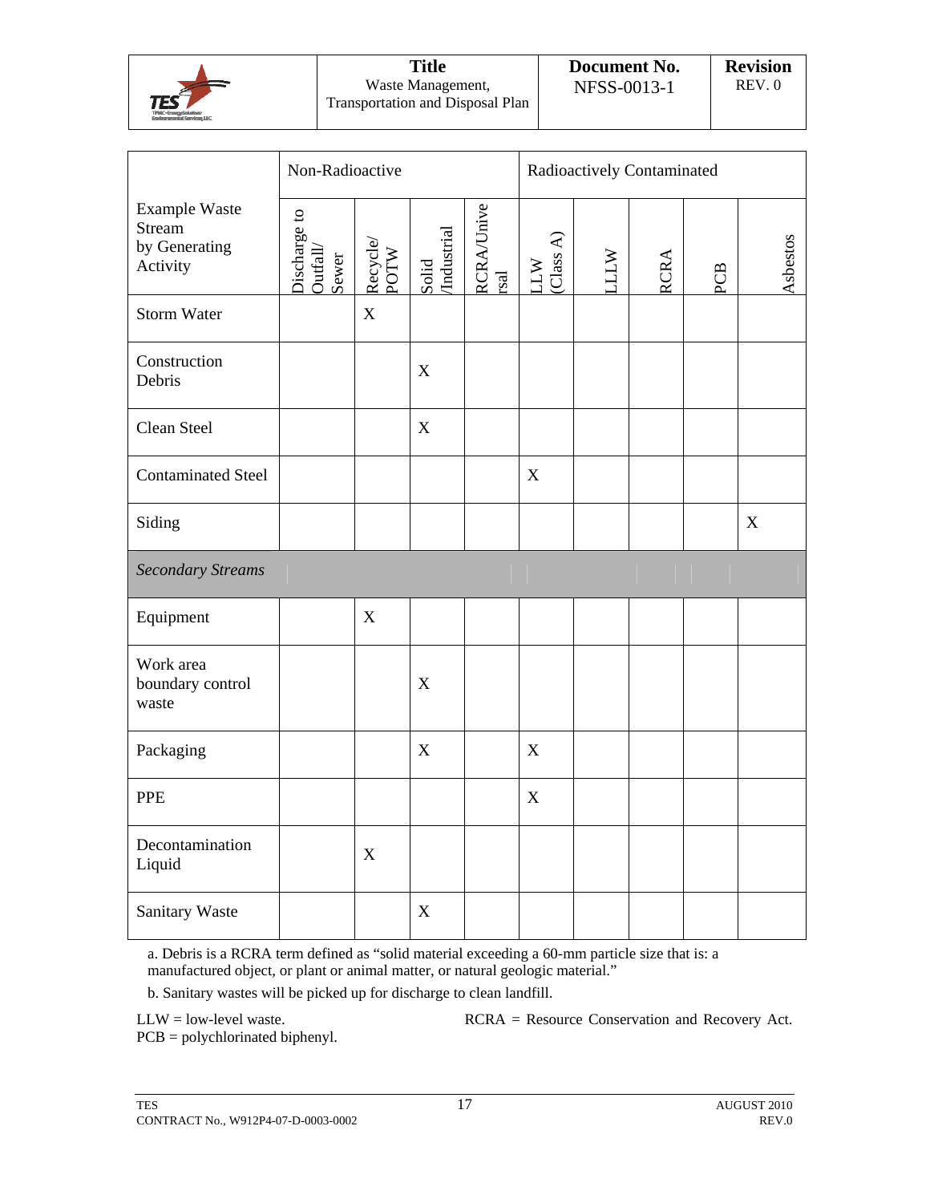| Example Waste Stream by Generating Activity | Non-Radioactive | | | | Radioactively Contaminated | | | | |
|---|---|---|---|---|---|---|---|---|---|
| | Discharge to Outfall/ Sewer | Recycle/ POTW | Solid /Industrial | RCRA/Universal | LLW (Class A) | LLW | RCRA | PCB | Asbestos |
| Storm Water | | X | | | | | | | |
| Construction Debris | | | X | | | | | | |
| Clean Steel | | | X | | | | | | |
| Contaminated Steel | | | | | X | | | | |
| Siding | | | | | | | | | X |
| *Secondary Streams* | | | | | | | | | |
| Equipment | | X | | | | | | | |
| Work area boundary control waste | | | X | | | | | | |
| Packaging | | | X | | X | | | | |
| PPE | | | | | X | | | | |
| Decontamination Liquid | | X | | | | | | | |
| Sanitary Waste | | | X | | | | | | |

a. Debris is a RCRA term defined as "solid material exceeding a 60-mm particle size that is: a manufactured object, or plant or animal matter, or natural geologic material."

b. Sanitary wastes will be picked up for discharge to clean landfill.

LLW = low-level waste.
PCB = polychlorinated biphenyl.
RCRA = Resource Conservation and Recovery Act.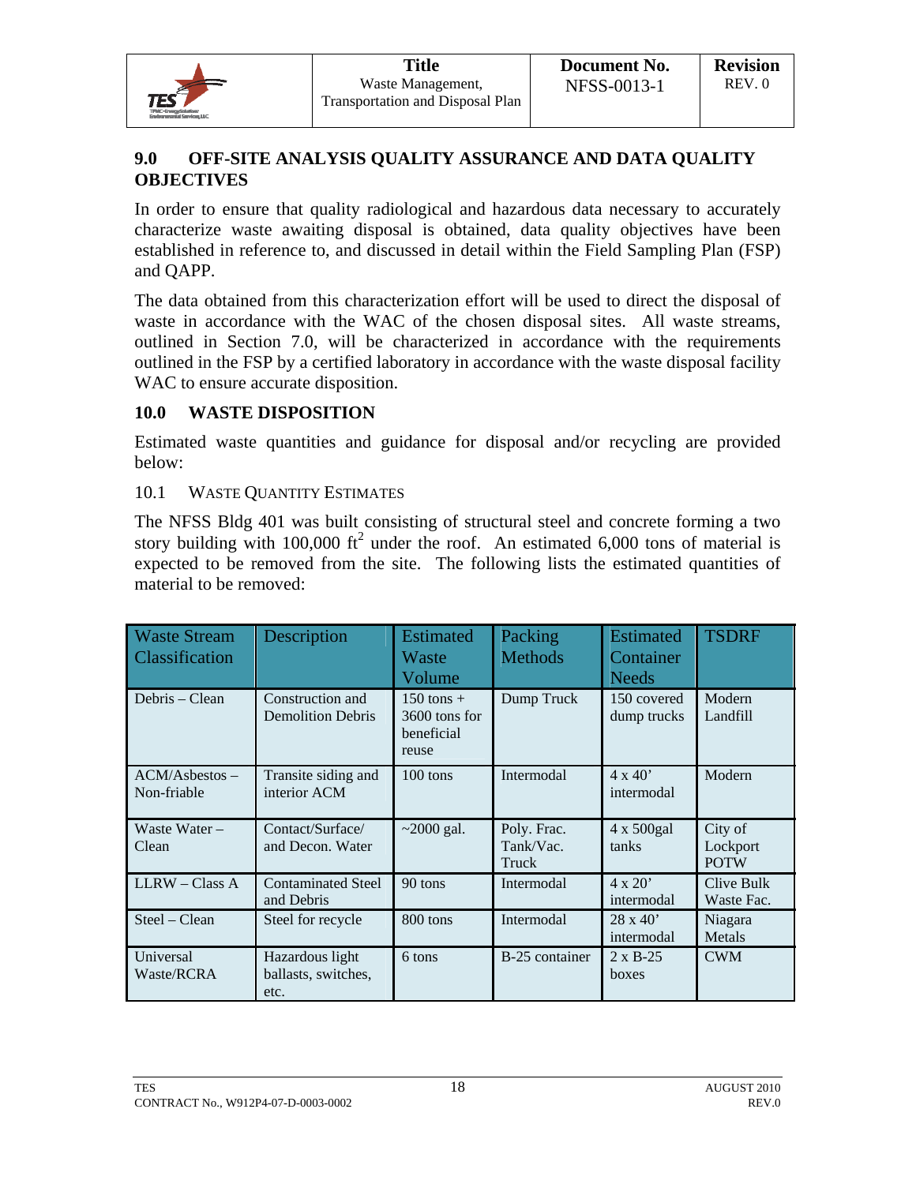## 9.0 OFF-SITE ANALYSIS QUALITY ASSURANCE AND DATA QUALITY OBJECTIVES

In order to ensure that quality radiological and hazardous data necessary to accurately characterize waste awaiting disposal is obtained, data quality objectives have been established in reference to, and discussed in detail within the Field Sampling Plan (FSP) and QAPP.

The data obtained from this characterization effort will be used to direct the disposal of waste in accordance with the WAC of the chosen disposal sites. All waste streams, outlined in Section 7.0, will be characterized in accordance with the requirements outlined in the FSP by a certified laboratory in accordance with the waste disposal facility WAC to ensure accurate disposition.

## 10.0 WASTE DISPOSITION

Estimated waste quantities and guidance for disposal and/or recycling are provided below:

### 10.1 WASTE QUANTITY ESTIMATES

The NFSS Bldg 401 was built consisting of structural steel and concrete forming a two story building with 100,000 $ft^2$ under the roof. An estimated 6,000 tons of material is expected to be removed from the site. The following lists the estimated quantities of material to be removed:

| Waste Stream Classification | Description | Estimated Waste Volume | Packing Methods | Estimated Container Needs | TSDRF |
|---|---|---|---|---|---|
| Debris – Clean | Construction and Demolition Debris | 150 tons + 3600 tons for beneficial reuse | Dump Truck | 150 covered dump trucks | Modern Landfill |
| ACM/Asbestos – Non-friable | Transite siding and interior ACM | 100 tons | Intermodal | 4 x 40' intermodal | Modern |
| Waste Water – Clean | Contact/Surface/ and Decon. Water | ~2000 gal. | Poly. Frac. Tank/Vac. Truck | 4 x 500gal tanks | City of Lockport POTW |
| LLRW – Class A | Contaminated Steel and Debris | 90 tons | Intermodal | 4 x 20' intermodal | Clive Bulk Waste Fac. |
| Steel – Clean | Steel for recycle | 800 tons | Intermodal | 28 x 40' intermodal | Niagara Metals |
| Universal Waste/RCRA | Hazardous light ballasts, switches, etc. | 6 tons | B-25 container | 2 x B-25 boxes | CWM |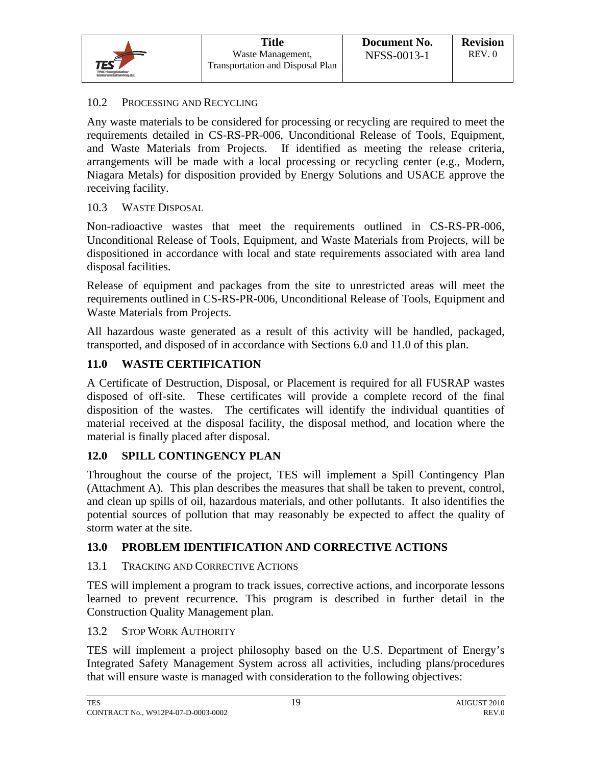### 10.2 Processing and Recycling

Any waste materials to be considered for processing or recycling are required to meet the requirements detailed in CS-RS-PR-006, Unconditional Release of Tools, Equipment, and Waste Materials from Projects. If identified as meeting the release criteria, arrangements will be made with a local processing or recycling center (e.g., Modern, Niagara Metals) for disposition provided by Energy Solutions and USACE approve the receiving facility.

### 10.3 Waste Disposal

Non-radioactive wastes that meet the requirements outlined in CS-RS-PR-006, Unconditional Release of Tools, Equipment, and Waste Materials from Projects, will be dispositioned in accordance with local and state requirements associated with area land disposal facilities.

Release of equipment and packages from the site to unrestricted areas will meet the requirements outlined in CS-RS-PR-006, Unconditional Release of Tools, Equipment and Waste Materials from Projects.

All hazardous waste generated as a result of this activity will be handled, packaged, transported, and disposed of in accordance with Sections 6.0 and 11.0 of this plan.

## 11.0 WASTE CERTIFICATION

A Certificate of Destruction, Disposal, or Placement is required for all FUSRAP wastes disposed of off-site. These certificates will provide a complete record of the final disposition of the wastes. The certificates will identify the individual quantities of material received at the disposal facility, the disposal method, and location where the material is finally placed after disposal.

## 12.0 SPILL CONTINGENCY PLAN

Throughout the course of the project, TES will implement a Spill Contingency Plan (Attachment A). This plan describes the measures that shall be taken to prevent, control, and clean up spills of oil, hazardous materials, and other pollutants. It also identifies the potential sources of pollution that may reasonably be expected to affect the quality of storm water at the site.

## 13.0 PROBLEM IDENTIFICATION AND CORRECTIVE ACTIONS

### 13.1 Tracking and Corrective Actions

TES will implement a program to track issues, corrective actions, and incorporate lessons learned to prevent recurrence. This program is described in further detail in the Construction Quality Management plan.

### 13.2 Stop Work Authority

TES will implement a project philosophy based on the U.S. Department of Energy's Integrated Safety Management System across all activities, including plans/procedures that will ensure waste is managed with consideration to the following objectives: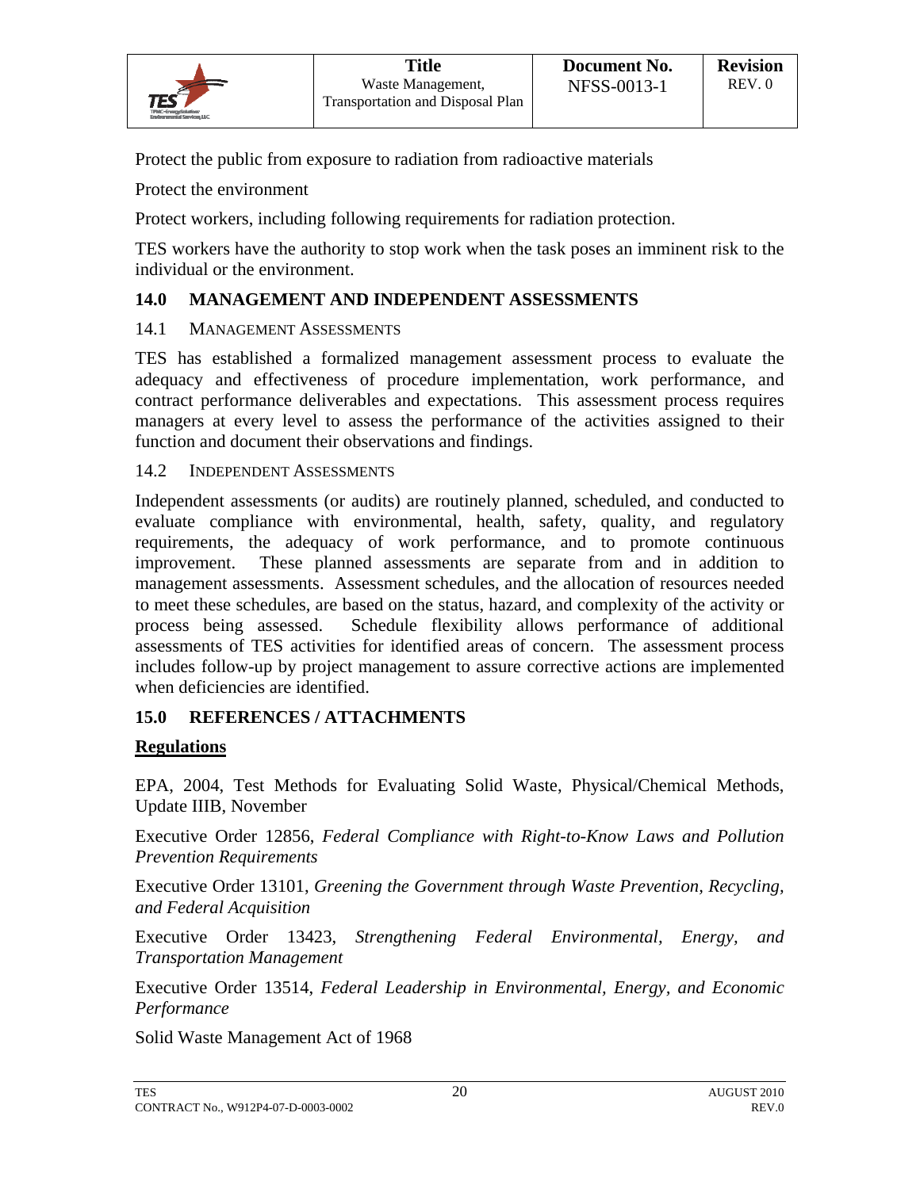Protect the public from exposure to radiation from radioactive materials

Protect the environment

Protect workers, including following requirements for radiation protection.

TES workers have the authority to stop work when the task poses an imminent risk to the individual or the environment.

## 14.0 MANAGEMENT AND INDEPENDENT ASSESSMENTS

### 14.1 Management Assessments

TES has established a formalized management assessment process to evaluate the adequacy and effectiveness of procedure implementation, work performance, and contract performance deliverables and expectations. This assessment process requires managers at every level to assess the performance of the activities assigned to their function and document their observations and findings.

### 14.2 Independent Assessments

Independent assessments (or audits) are routinely planned, scheduled, and conducted to evaluate compliance with environmental, health, safety, quality, and regulatory requirements, the adequacy of work performance, and to promote continuous improvement. These planned assessments are separate from and in addition to management assessments. Assessment schedules, and the allocation of resources needed to meet these schedules, are based on the status, hazard, and complexity of the activity or process being assessed. Schedule flexibility allows performance of additional assessments of TES activities for identified areas of concern. The assessment process includes follow-up by project management to assure corrective actions are implemented when deficiencies are identified.

## 15.0 REFERENCES / ATTACHMENTS

**Regulations**

EPA, 2004, Test Methods for Evaluating Solid Waste, Physical/Chemical Methods, Update IIIB, November

Executive Order 12856, *Federal Compliance with Right-to-Know Laws and Pollution Prevention Requirements*

Executive Order 13101, *Greening the Government through Waste Prevention, Recycling, and Federal Acquisition*

Executive Order 13423, *Strengthening Federal Environmental, Energy, and Transportation Management*

Executive Order 13514, *Federal Leadership in Environmental, Energy, and Economic Performance*

Solid Waste Management Act of 1968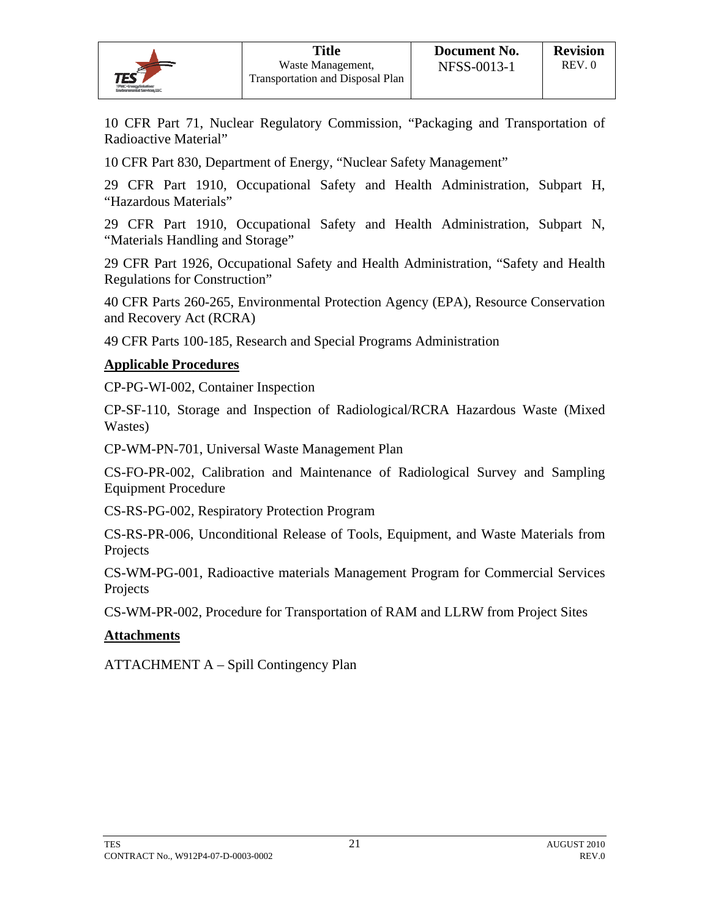10 CFR Part 71, Nuclear Regulatory Commission, "Packaging and Transportation of Radioactive Material"

10 CFR Part 830, Department of Energy, "Nuclear Safety Management"

29 CFR Part 1910, Occupational Safety and Health Administration, Subpart H, "Hazardous Materials"

29 CFR Part 1910, Occupational Safety and Health Administration, Subpart N, "Materials Handling and Storage"

29 CFR Part 1926, Occupational Safety and Health Administration, "Safety and Health Regulations for Construction"

40 CFR Parts 260-265, Environmental Protection Agency (EPA), Resource Conservation and Recovery Act (RCRA)

49 CFR Parts 100-185, Research and Special Programs Administration

**Applicable Procedures**

CP-PG-WI-002, Container Inspection

CP-SF-110, Storage and Inspection of Radiological/RCRA Hazardous Waste (Mixed Wastes)

CP-WM-PN-701, Universal Waste Management Plan

CS-FO-PR-002, Calibration and Maintenance of Radiological Survey and Sampling Equipment Procedure

CS-RS-PG-002, Respiratory Protection Program

CS-RS-PR-006, Unconditional Release of Tools, Equipment, and Waste Materials from Projects

CS-WM-PG-001, Radioactive materials Management Program for Commercial Services Projects

CS-WM-PR-002, Procedure for Transportation of RAM and LLRW from Project Sites

**Attachments**

ATTACHMENT A – Spill Contingency Plan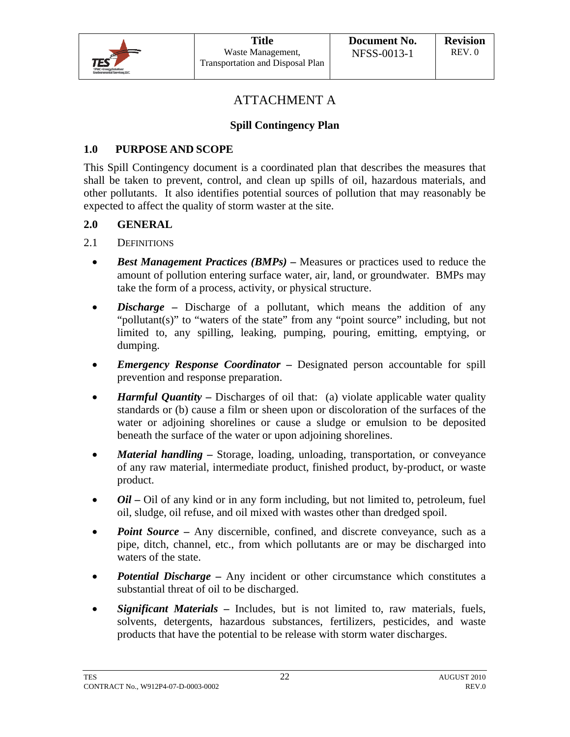# ATTACHMENT A

## Spill Contingency Plan

### 1.0 PURPOSE AND SCOPE

This Spill Contingency document is a coordinated plan that describes the measures that shall be taken to prevent, control, and clean up spills of oil, hazardous materials, and other pollutants. It also identifies potential sources of pollution that may reasonably be expected to affect the quality of storm waster at the site.

### 2.0 GENERAL

2.1 DEFINITIONS

- ***Best Management Practices (BMPs)*** **–** Measures or practices used to reduce the amount of pollution entering surface water, air, land, or groundwater. BMPs may take the form of a process, activity, or physical structure.
- ***Discharge*** **–** Discharge of a pollutant, which means the addition of any "pollutant(s)" to "waters of the state" from any "point source" including, but not limited to, any spilling, leaking, pumping, pouring, emitting, emptying, or dumping.
- ***Emergency Response Coordinator*** **–** Designated person accountable for spill prevention and response preparation.
- ***Harmful Quantity*** **–** Discharges of oil that: (a) violate applicable water quality standards or (b) cause a film or sheen upon or discoloration of the surfaces of the water or adjoining shorelines or cause a sludge or emulsion to be deposited beneath the surface of the water or upon adjoining shorelines.
- ***Material handling*** **–** Storage, loading, unloading, transportation, or conveyance of any raw material, intermediate product, finished product, by-product, or waste product.
- ***Oil*** **–** Oil of any kind or in any form including, but not limited to, petroleum, fuel oil, sludge, oil refuse, and oil mixed with wastes other than dredged spoil.
- ***Point Source*** **–** Any discernible, confined, and discrete conveyance, such as a pipe, ditch, channel, etc., from which pollutants are or may be discharged into waters of the state.
- ***Potential Discharge*** **–** Any incident or other circumstance which constitutes a substantial threat of oil to be discharged.
- ***Significant Materials*** **–** Includes, but is not limited to, raw materials, fuels, solvents, detergents, hazardous substances, fertilizers, pesticides, and waste products that have the potential to be release with storm water discharges.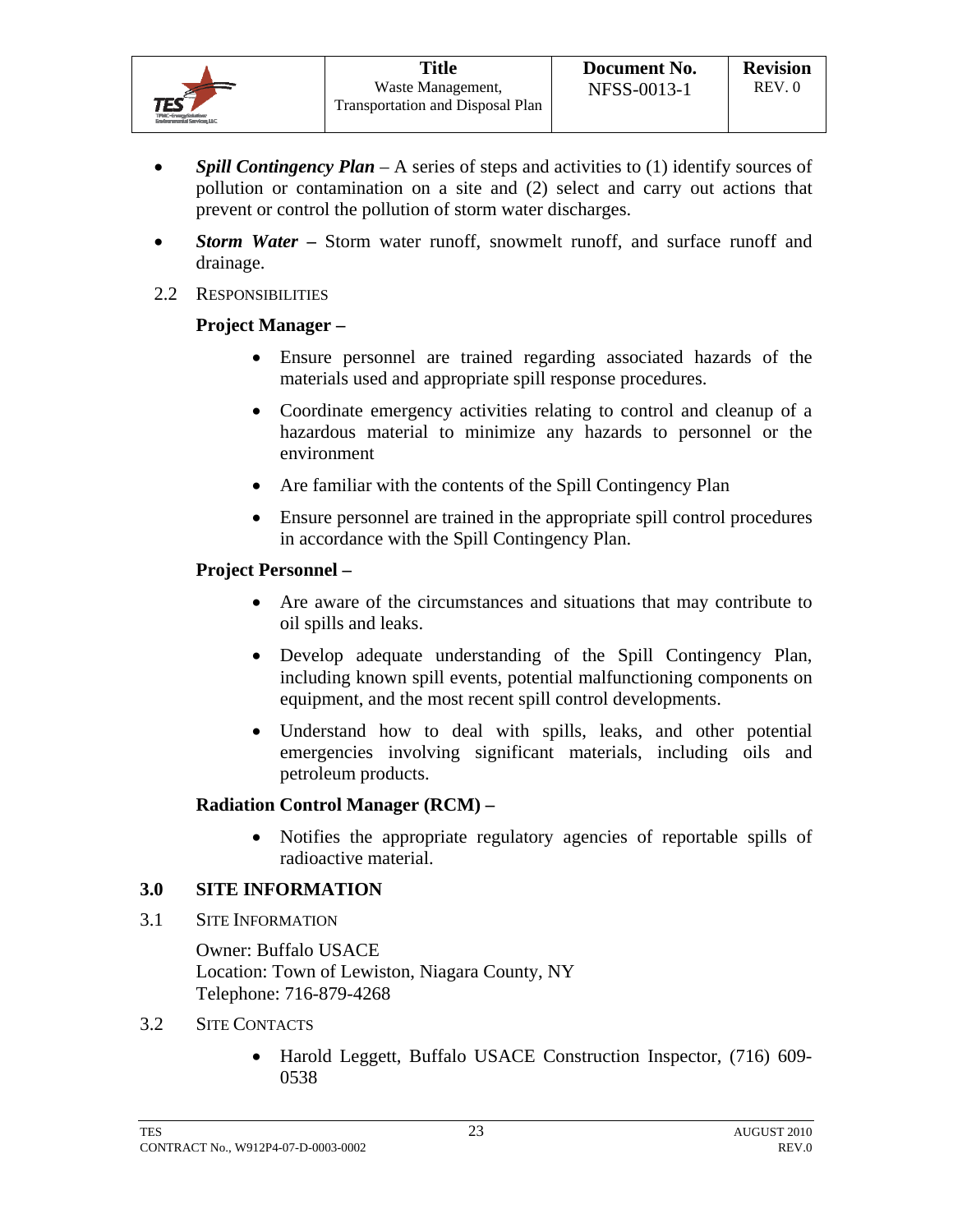- ***Spill Contingency Plan*** – A series of steps and activities to (1) identify sources of pollution or contamination on a site and (2) select and carry out actions that prevent or control the pollution of storm water discharges.
- ***Storm Water*** **–** Storm water runoff, snowmelt runoff, and surface runoff and drainage.

### 2.2 RESPONSIBILITIES

**Project Manager –**

- Ensure personnel are trained regarding associated hazards of the materials used and appropriate spill response procedures.
- Coordinate emergency activities relating to control and cleanup of a hazardous material to minimize any hazards to personnel or the environment
- Are familiar with the contents of the Spill Contingency Plan
- Ensure personnel are trained in the appropriate spill control procedures in accordance with the Spill Contingency Plan.

**Project Personnel –**

- Are aware of the circumstances and situations that may contribute to oil spills and leaks.
- Develop adequate understanding of the Spill Contingency Plan, including known spill events, potential malfunctioning components on equipment, and the most recent spill control developments.
- Understand how to deal with spills, leaks, and other potential emergencies involving significant materials, including oils and petroleum products.

**Radiation Control Manager (RCM) –**

- Notifies the appropriate regulatory agencies of reportable spills of radioactive material.

## 3.0 SITE INFORMATION

### 3.1 SITE INFORMATION

Owner: Buffalo USACE
Location: Town of Lewiston, Niagara County, NY
Telephone: 716-879-4268

### 3.2 SITE CONTACTS

- Harold Leggett, Buffalo USACE Construction Inspector, (716) 609-0538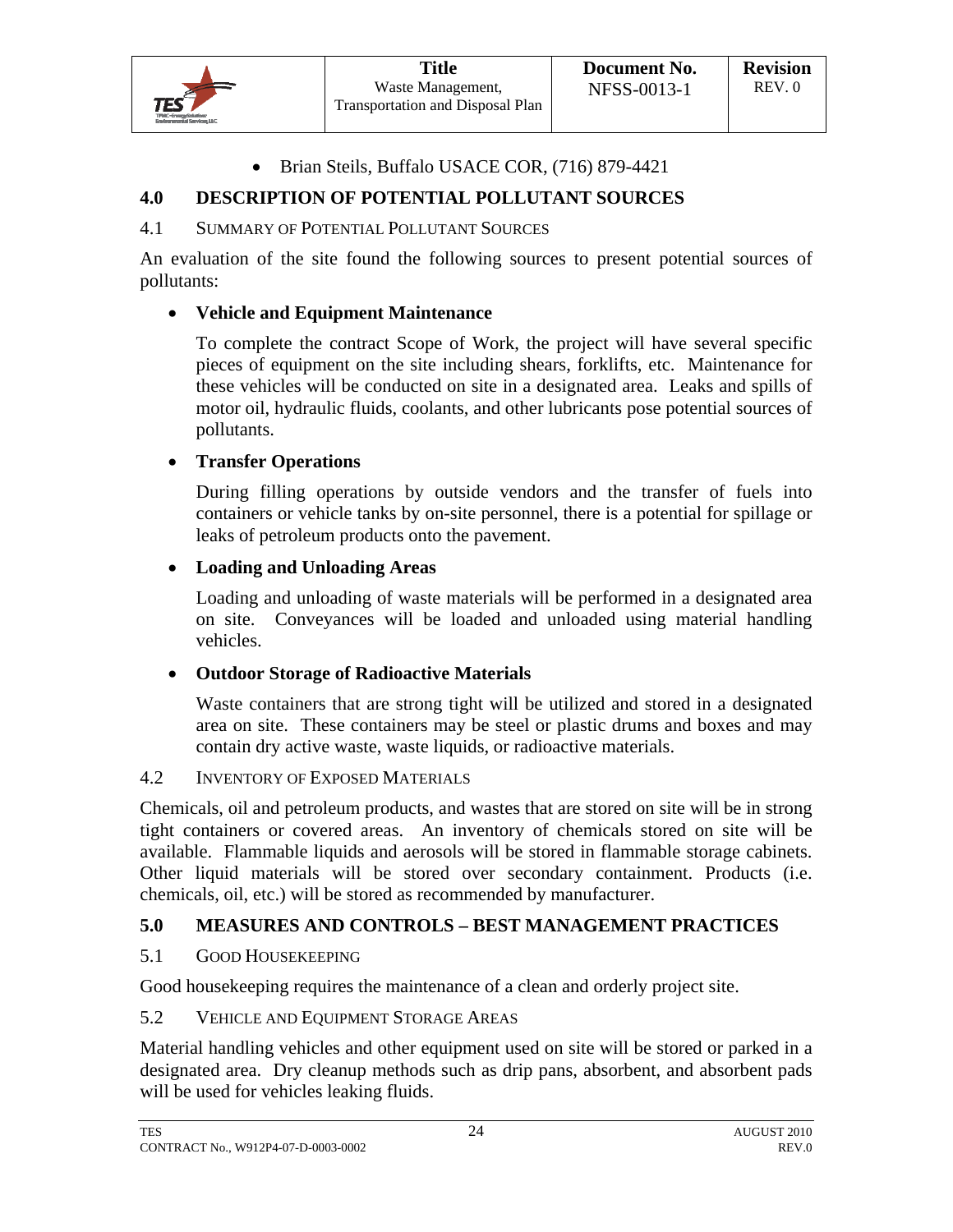- Brian Steils, Buffalo USACE COR, (716) 879-4421

## 4.0 DESCRIPTION OF POTENTIAL POLLUTANT SOURCES

### 4.1 Summary of Potential Pollutant Sources

An evaluation of the site found the following sources to present potential sources of pollutants:

- **Vehicle and Equipment Maintenance**

  To complete the contract Scope of Work, the project will have several specific pieces of equipment on the site including shears, forklifts, etc. Maintenance for these vehicles will be conducted on site in a designated area. Leaks and spills of motor oil, hydraulic fluids, coolants, and other lubricants pose potential sources of pollutants.

- **Transfer Operations**

  During filling operations by outside vendors and the transfer of fuels into containers or vehicle tanks by on-site personnel, there is a potential for spillage or leaks of petroleum products onto the pavement.

- **Loading and Unloading Areas**

  Loading and unloading of waste materials will be performed in a designated area on site. Conveyances will be loaded and unloaded using material handling vehicles.

- **Outdoor Storage of Radioactive Materials**

  Waste containers that are strong tight will be utilized and stored in a designated area on site. These containers may be steel or plastic drums and boxes and may contain dry active waste, waste liquids, or radioactive materials.

### 4.2 Inventory of Exposed Materials

Chemicals, oil and petroleum products, and wastes that are stored on site will be in strong tight containers or covered areas. An inventory of chemicals stored on site will be available. Flammable liquids and aerosols will be stored in flammable storage cabinets. Other liquid materials will be stored over secondary containment. Products (i.e. chemicals, oil, etc.) will be stored as recommended by manufacturer.

## 5.0 MEASURES AND CONTROLS – BEST MANAGEMENT PRACTICES

### 5.1 Good Housekeeping

Good housekeeping requires the maintenance of a clean and orderly project site.

### 5.2 Vehicle and Equipment Storage Areas

Material handling vehicles and other equipment used on site will be stored or parked in a designated area. Dry cleanup methods such as drip pans, absorbent, and absorbent pads will be used for vehicles leaking fluids.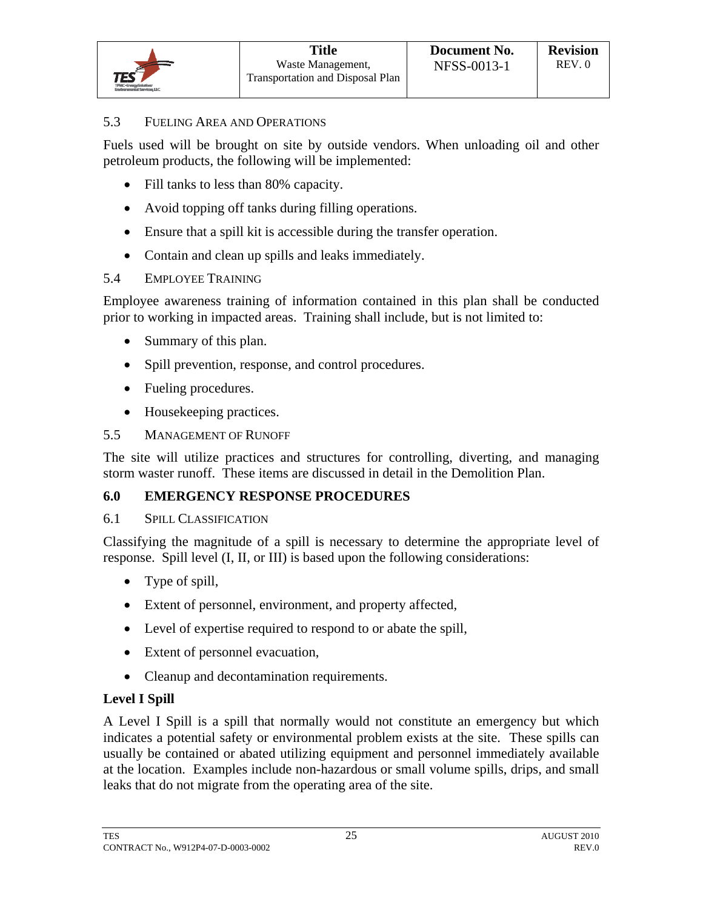### 5.3 Fueling Area and Operations

Fuels used will be brought on site by outside vendors. When unloading oil and other petroleum products, the following will be implemented:

- Fill tanks to less than 80% capacity.
- Avoid topping off tanks during filling operations.
- Ensure that a spill kit is accessible during the transfer operation.
- Contain and clean up spills and leaks immediately.

### 5.4 Employee Training

Employee awareness training of information contained in this plan shall be conducted prior to working in impacted areas. Training shall include, but is not limited to:

- Summary of this plan.
- Spill prevention, response, and control procedures.
- Fueling procedures.
- Housekeeping practices.

### 5.5 Management of Runoff

The site will utilize practices and structures for controlling, diverting, and managing storm waster runoff. These items are discussed in detail in the Demolition Plan.

## 6.0 EMERGENCY RESPONSE PROCEDURES

### 6.1 Spill Classification

Classifying the magnitude of a spill is necessary to determine the appropriate level of response. Spill level (I, II, or III) is based upon the following considerations:

- Type of spill,
- Extent of personnel, environment, and property affected,
- Level of expertise required to respond to or abate the spill,
- Extent of personnel evacuation,
- Cleanup and decontamination requirements.

**Level I Spill**

A Level I Spill is a spill that normally would not constitute an emergency but which indicates a potential safety or environmental problem exists at the site. These spills can usually be contained or abated utilizing equipment and personnel immediately available at the location. Examples include non-hazardous or small volume spills, drips, and small leaks that do not migrate from the operating area of the site.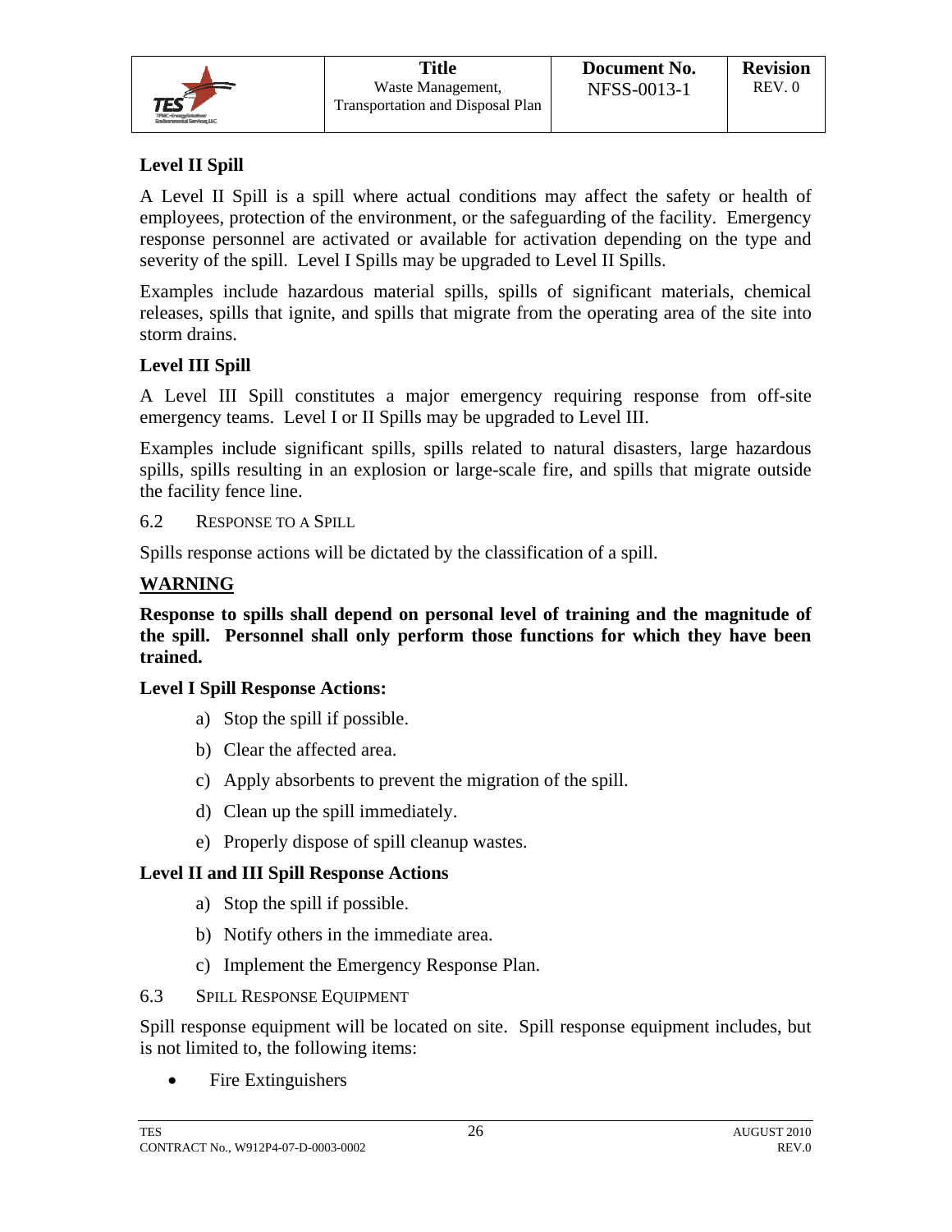**Level II Spill**

A Level II Spill is a spill where actual conditions may affect the safety or health of employees, protection of the environment, or the safeguarding of the facility. Emergency response personnel are activated or available for activation depending on the type and severity of the spill. Level I Spills may be upgraded to Level II Spills.

Examples include hazardous material spills, spills of significant materials, chemical releases, spills that ignite, and spills that migrate from the operating area of the site into storm drains.

**Level III Spill**

A Level III Spill constitutes a major emergency requiring response from off-site emergency teams. Level I or II Spills may be upgraded to Level III.

Examples include significant spills, spills related to natural disasters, large hazardous spills, spills resulting in an explosion or large-scale fire, and spills that migrate outside the facility fence line.

### 6.2 Response to a Spill

Spills response actions will be dictated by the classification of a spill.

**WARNING**

**Response to spills shall depend on personal level of training and the magnitude of the spill. Personnel shall only perform those functions for which they have been trained.**

**Level I Spill Response Actions:**

a) Stop the spill if possible.

b) Clear the affected area.

c) Apply absorbents to prevent the migration of the spill.

d) Clean up the spill immediately.

e) Properly dispose of spill cleanup wastes.

**Level II and III Spill Response Actions**

a) Stop the spill if possible.

b) Notify others in the immediate area.

c) Implement the Emergency Response Plan.

### 6.3 Spill Response Equipment

Spill response equipment will be located on site. Spill response equipment includes, but is not limited to, the following items:

- Fire Extinguishers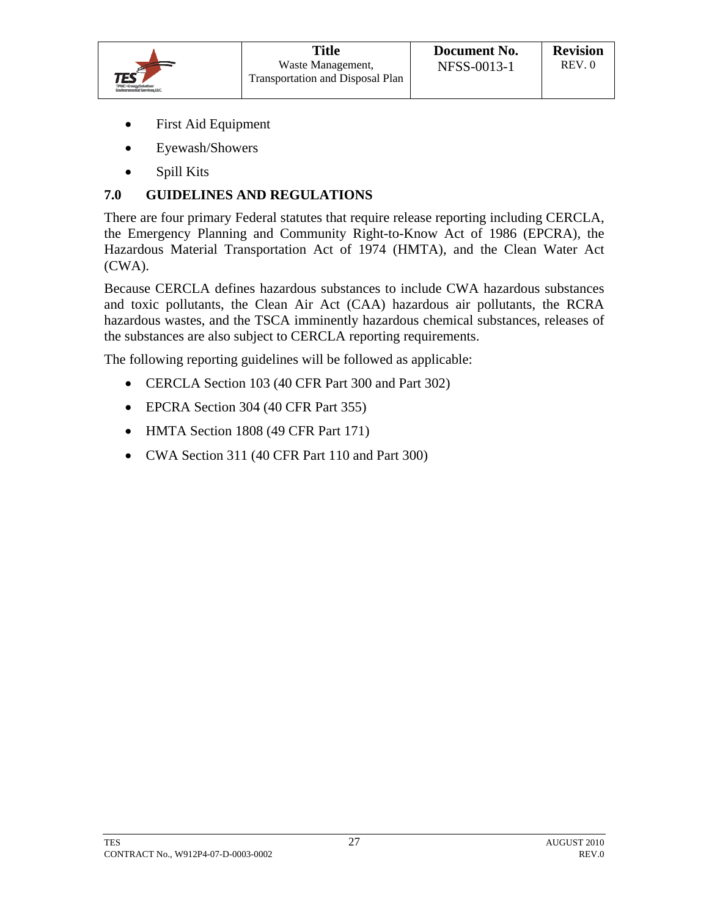- First Aid Equipment
- Eyewash/Showers
- Spill Kits

## 7.0 GUIDELINES AND REGULATIONS

There are four primary Federal statutes that require release reporting including CERCLA, the Emergency Planning and Community Right-to-Know Act of 1986 (EPCRA), the Hazardous Material Transportation Act of 1974 (HMTA), and the Clean Water Act (CWA).

Because CERCLA defines hazardous substances to include CWA hazardous substances and toxic pollutants, the Clean Air Act (CAA) hazardous air pollutants, the RCRA hazardous wastes, and the TSCA imminently hazardous chemical substances, releases of the substances are also subject to CERCLA reporting requirements.

The following reporting guidelines will be followed as applicable:

- CERCLA Section 103 (40 CFR Part 300 and Part 302)
- EPCRA Section 304 (40 CFR Part 355)
- HMTA Section 1808 (49 CFR Part 171)
- CWA Section 311 (40 CFR Part 110 and Part 300)